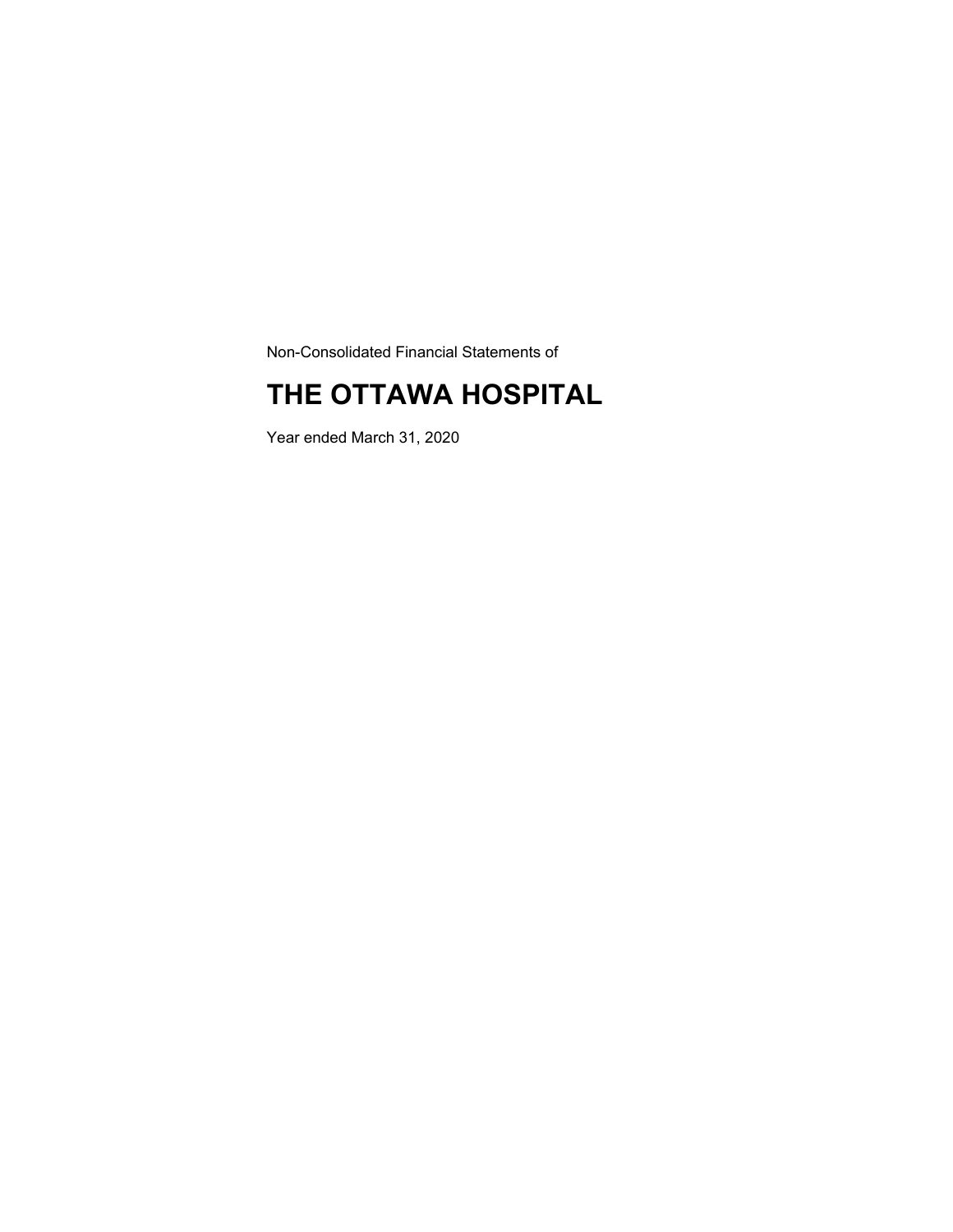Non-Consolidated Financial Statements of

# THE OTTAWA HOSPITAL

Year ended March 31, 2020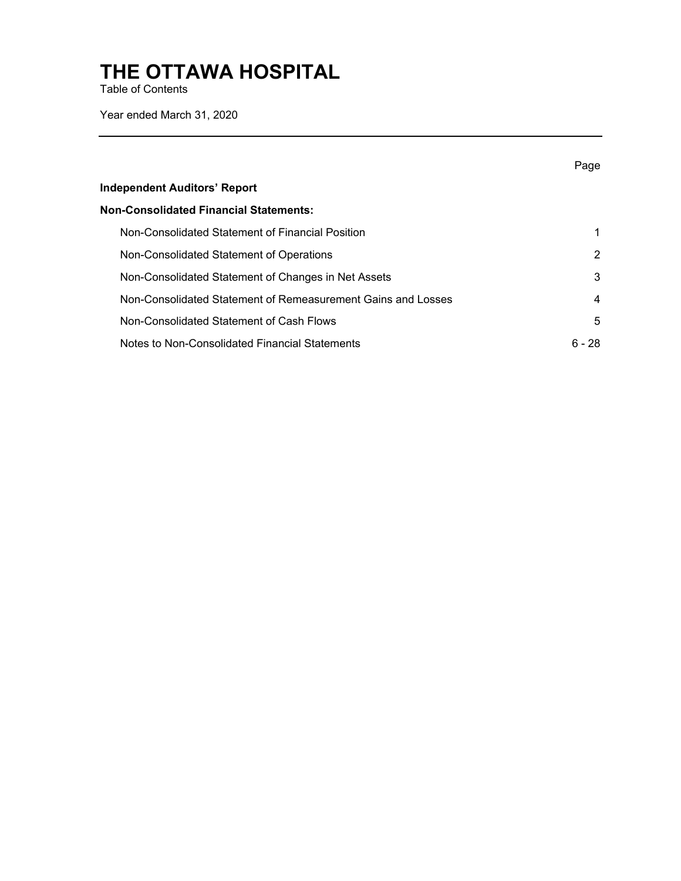# THE OTTAWA HOSPITAL

Table of Contents

Year ended March 31, 2020

| | Page |
|---|---|
| **Independent Auditors' Report** | |
| **Non-Consolidated Financial Statements:** | |
| Non-Consolidated Statement of Financial Position | 1 |
| Non-Consolidated Statement of Operations | 2 |
| Non-Consolidated Statement of Changes in Net Assets | 3 |
| Non-Consolidated Statement of Remeasurement Gains and Losses | 4 |
| Non-Consolidated Statement of Cash Flows | 5 |
| Notes to Non-Consolidated Financial Statements | 6 - 28 |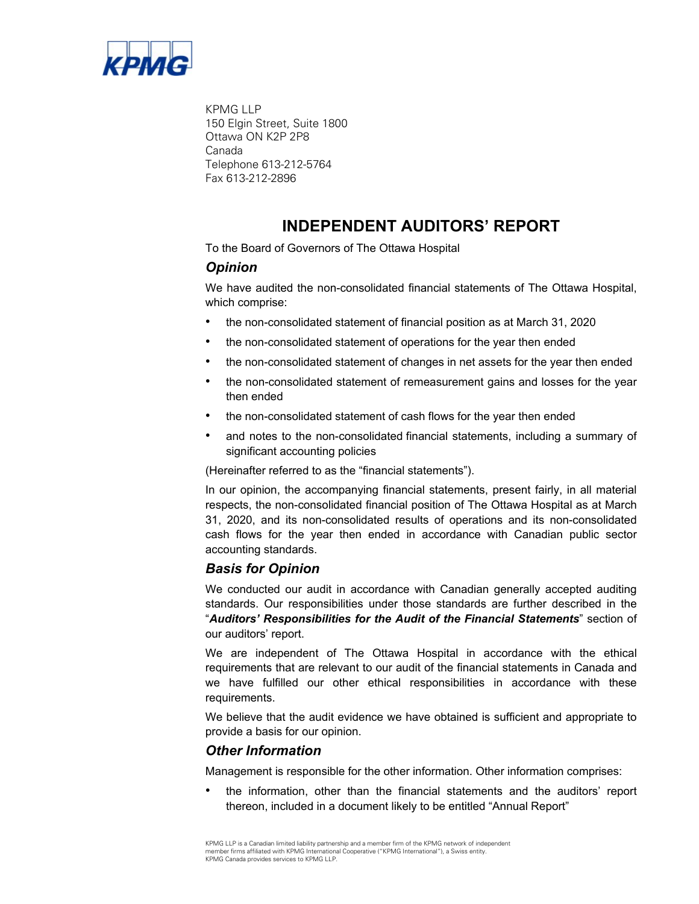KPMG LLP
150 Elgin Street, Suite 1800
Ottawa ON K2P 2P8
Canada
Telephone 613-212-5764
Fax 613-212-2896

# INDEPENDENT AUDITORS' REPORT

To the Board of Governors of The Ottawa Hospital

## *Opinion*

We have audited the non-consolidated financial statements of The Ottawa Hospital, which comprise:

- the non-consolidated statement of financial position as at March 31, 2020
- the non-consolidated statement of operations for the year then ended
- the non-consolidated statement of changes in net assets for the year then ended
- the non-consolidated statement of remeasurement gains and losses for the year then ended
- the non-consolidated statement of cash flows for the year then ended
- and notes to the non-consolidated financial statements, including a summary of significant accounting policies

(Hereinafter referred to as the "financial statements").

In our opinion, the accompanying financial statements, present fairly, in all material respects, the non-consolidated financial position of The Ottawa Hospital as at March 31, 2020, and its non-consolidated results of operations and its non-consolidated cash flows for the year then ended in accordance with Canadian public sector accounting standards.

## *Basis for Opinion*

We conducted our audit in accordance with Canadian generally accepted auditing standards. Our responsibilities under those standards are further described in the "***Auditors' Responsibilities for the Audit of the Financial Statements***" section of our auditors' report.

We are independent of The Ottawa Hospital in accordance with the ethical requirements that are relevant to our audit of the financial statements in Canada and we have fulfilled our other ethical responsibilities in accordance with these requirements.

We believe that the audit evidence we have obtained is sufficient and appropriate to provide a basis for our opinion.

## *Other Information*

Management is responsible for the other information. Other information comprises:

- the information, other than the financial statements and the auditors' report thereon, included in a document likely to be entitled "Annual Report"

KPMG LLP is a Canadian limited liability partnership and a member firm of the KPMG network of independent member firms affiliated with KPMG International Cooperative ("KPMG International"), a Swiss entity. KPMG Canada provides services to KPMG LLP.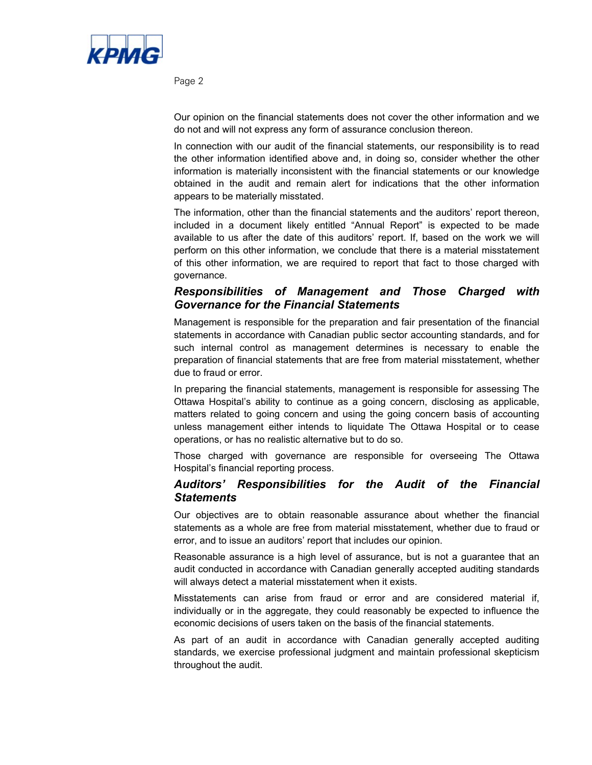Our opinion on the financial statements does not cover the other information and we do not and will not express any form of assurance conclusion thereon.

In connection with our audit of the financial statements, our responsibility is to read the other information identified above and, in doing so, consider whether the other information is materially inconsistent with the financial statements or our knowledge obtained in the audit and remain alert for indications that the other information appears to be materially misstated.

The information, other than the financial statements and the auditors' report thereon, included in a document likely entitled "Annual Report" is expected to be made available to us after the date of this auditors' report. If, based on the work we will perform on this other information, we conclude that there is a material misstatement of this other information, we are required to report that fact to those charged with governance.

### *Responsibilities of Management and Those Charged with Governance for the Financial Statements*

Management is responsible for the preparation and fair presentation of the financial statements in accordance with Canadian public sector accounting standards, and for such internal control as management determines is necessary to enable the preparation of financial statements that are free from material misstatement, whether due to fraud or error.

In preparing the financial statements, management is responsible for assessing The Ottawa Hospital's ability to continue as a going concern, disclosing as applicable, matters related to going concern and using the going concern basis of accounting unless management either intends to liquidate The Ottawa Hospital or to cease operations, or has no realistic alternative but to do so.

Those charged with governance are responsible for overseeing The Ottawa Hospital's financial reporting process.

### *Auditors' Responsibilities for the Audit of the Financial Statements*

Our objectives are to obtain reasonable assurance about whether the financial statements as a whole are free from material misstatement, whether due to fraud or error, and to issue an auditors' report that includes our opinion.

Reasonable assurance is a high level of assurance, but is not a guarantee that an audit conducted in accordance with Canadian generally accepted auditing standards will always detect a material misstatement when it exists.

Misstatements can arise from fraud or error and are considered material if, individually or in the aggregate, they could reasonably be expected to influence the economic decisions of users taken on the basis of the financial statements.

As part of an audit in accordance with Canadian generally accepted auditing standards, we exercise professional judgment and maintain professional skepticism throughout the audit.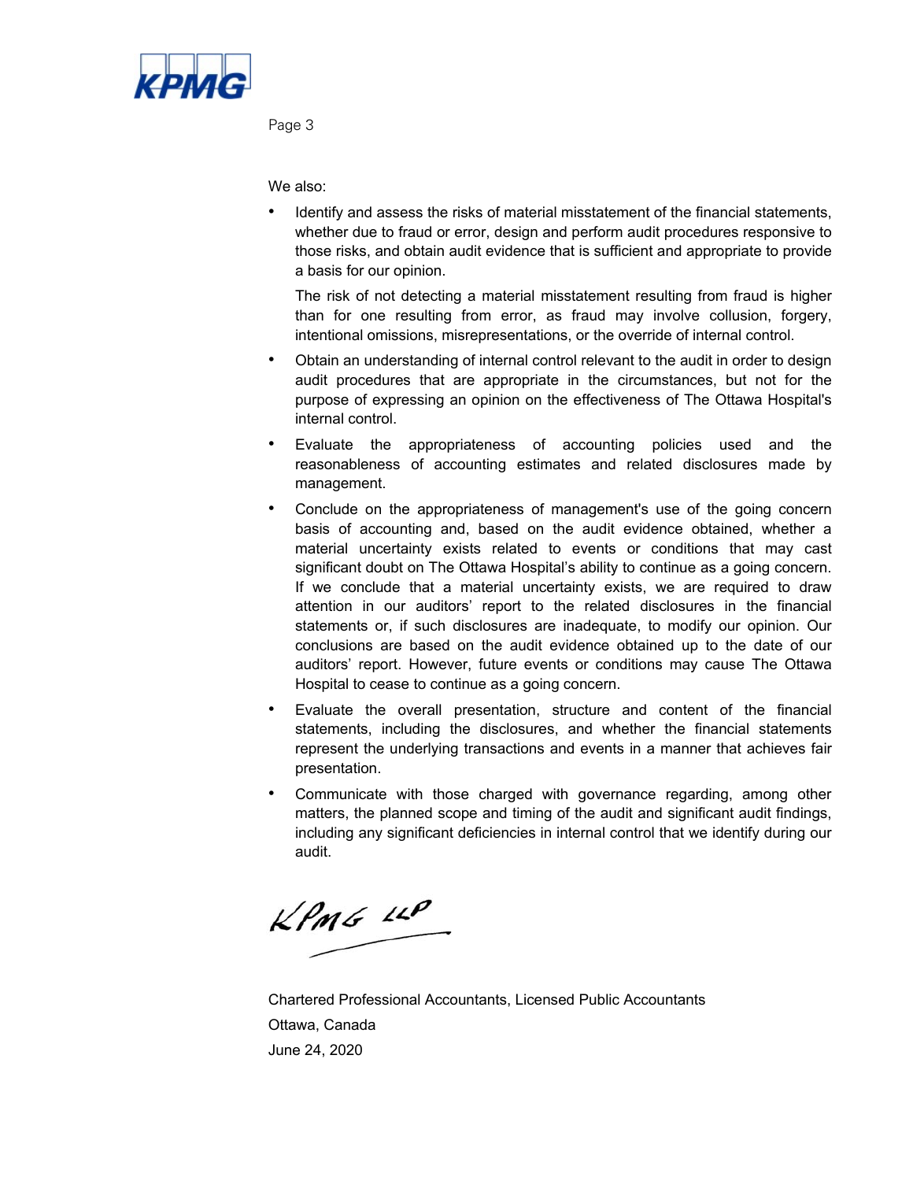We also:

- Identify and assess the risks of material misstatement of the financial statements, whether due to fraud or error, design and perform audit procedures responsive to those risks, and obtain audit evidence that is sufficient and appropriate to provide a basis for our opinion.

  The risk of not detecting a material misstatement resulting from fraud is higher than for one resulting from error, as fraud may involve collusion, forgery, intentional omissions, misrepresentations, or the override of internal control.

- Obtain an understanding of internal control relevant to the audit in order to design audit procedures that are appropriate in the circumstances, but not for the purpose of expressing an opinion on the effectiveness of The Ottawa Hospital's internal control.
- Evaluate the appropriateness of accounting policies used and the reasonableness of accounting estimates and related disclosures made by management.
- Conclude on the appropriateness of management's use of the going concern basis of accounting and, based on the audit evidence obtained, whether a material uncertainty exists related to events or conditions that may cast significant doubt on The Ottawa Hospital's ability to continue as a going concern. If we conclude that a material uncertainty exists, we are required to draw attention in our auditors' report to the related disclosures in the financial statements or, if such disclosures are inadequate, to modify our opinion. Our conclusions are based on the audit evidence obtained up to the date of our auditors' report. However, future events or conditions may cause The Ottawa Hospital to cease to continue as a going concern.
- Evaluate the overall presentation, structure and content of the financial statements, including the disclosures, and whether the financial statements represent the underlying transactions and events in a manner that achieves fair presentation.
- Communicate with those charged with governance regarding, among other matters, the planned scope and timing of the audit and significant audit findings, including any significant deficiencies in internal control that we identify during our audit.

KPMG LLP

Chartered Professional Accountants, Licensed Public Accountants

Ottawa, Canada

June 24, 2020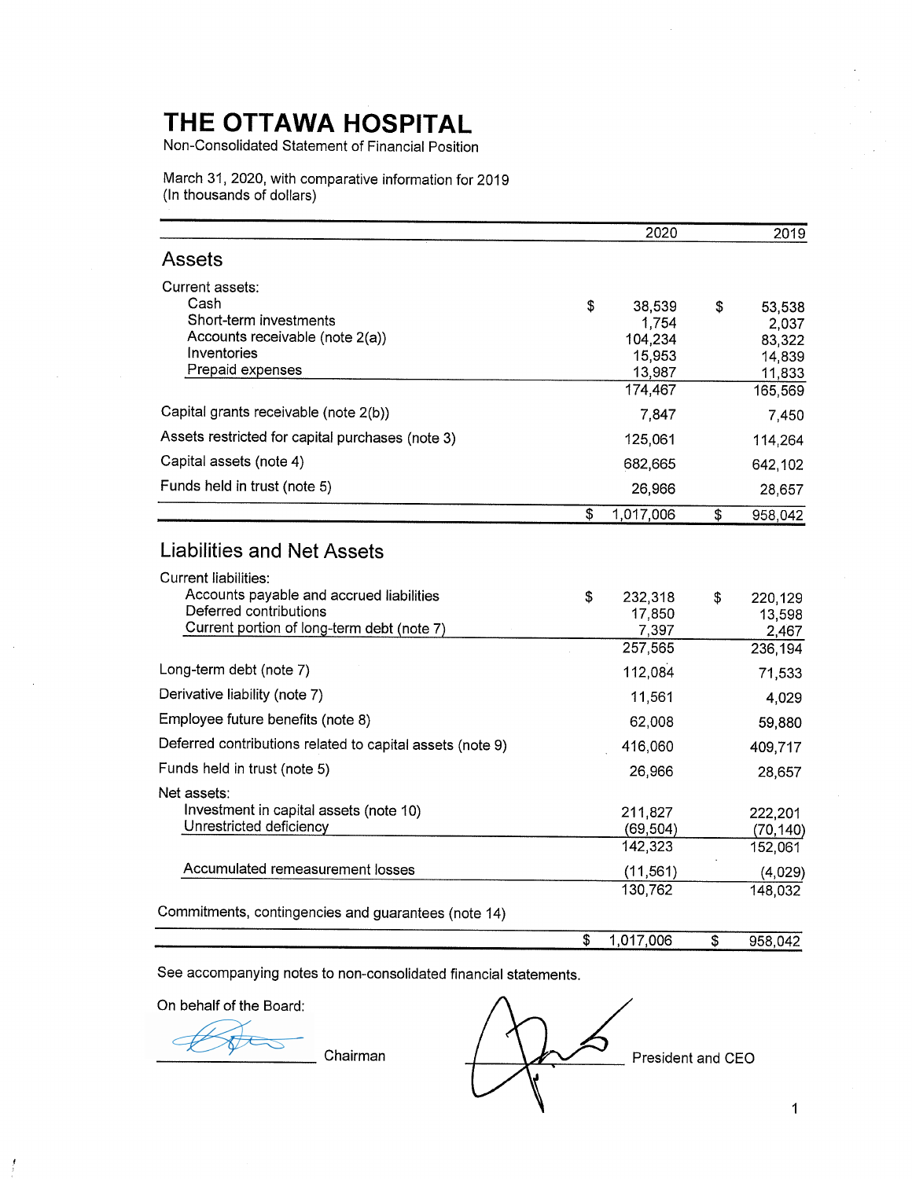# THE OTTAWA HOSPITAL

Non-Consolidated Statement of Financial Position

March 31, 2020, with comparative information for 2019
(In thousands of dollars)

| | 2020 | 2019 |
|---|---|---|
| **Assets** | | |
| Current assets: | | |
| Cash | $ 38,539 | $ 53,538 |
| Short-term investments | 1,754 | 2,037 |
| Accounts receivable (note 2(a)) | 104,234 | 83,322 |
| Inventories | 15,953 | 14,839 |
| Prepaid expenses | 13,987 | 11,833 |
| | 174,467 | 165,569 |
| Capital grants receivable (note 2(b)) | 7,847 | 7,450 |
| Assets restricted for capital purchases (note 3) | 125,061 | 114,264 |
| Capital assets (note 4) | 682,665 | 642,102 |
| Funds held in trust (note 5) | 26,966 | 28,657 |
| | $ 1,017,006 | $ 958,042 |
| **Liabilities and Net Assets** | | |
| Current liabilities: | | |
| Accounts payable and accrued liabilities | $ 232,318 | $ 220,129 |
| Deferred contributions | 17,850 | 13,598 |
| Current portion of long-term debt (note 7) | 7,397 | 2,467 |
| | 257,565 | 236,194 |
| Long-term debt (note 7) | 112,084 | 71,533 |
| Derivative liability (note 7) | 11,561 | 4,029 |
| Employee future benefits (note 8) | 62,008 | 59,880 |
| Deferred contributions related to capital assets (note 9) | 416,060 | 409,717 |
| Funds held in trust (note 5) | 26,966 | 28,657 |
| Net assets: | | |
| Investment in capital assets (note 10) | 211,827 | 222,201 |
| Unrestricted deficiency | (69,504) | (70,140) |
| | 142,323 | 152,061 |
| Accumulated remeasurement losses | (11,561) | (4,029) |
| | 130,762 | 148,032 |
| Commitments, contingencies and guarantees (note 14) | | |
| | $ 1,017,006 | $ 958,042 |

See accompanying notes to non-consolidated financial statements.

On behalf of the Board:

_______________ Chairman

_______________ President and CEO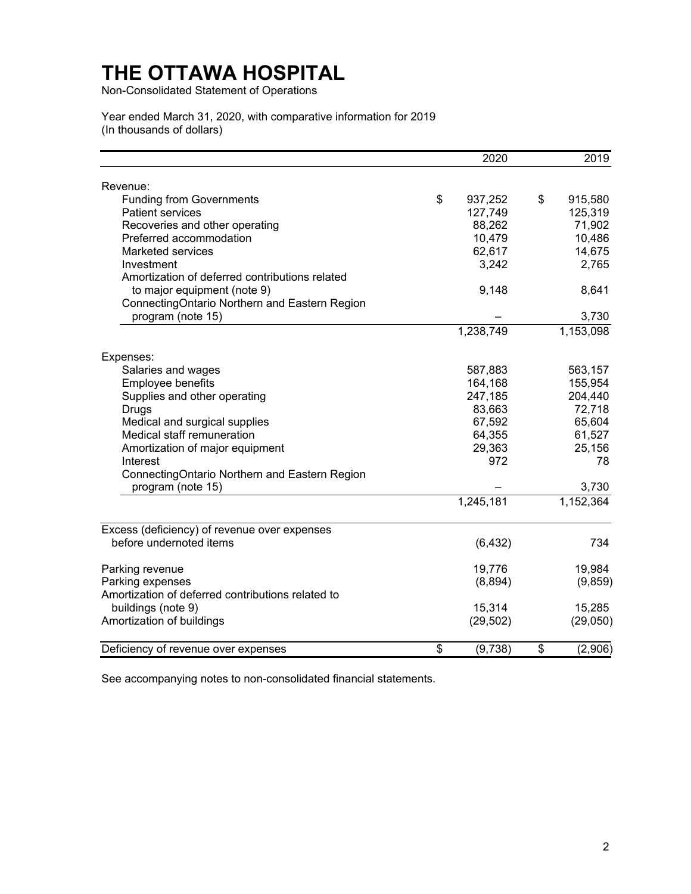# THE OTTAWA HOSPITAL

Non-Consolidated Statement of Operations

Year ended March 31, 2020, with comparative information for 2019
(In thousands of dollars)

| | 2020 | 2019 |
|---|---|---|
| Revenue: | | |
| Funding from Governments | $ 937,252 | $ 915,580 |
| Patient services | 127,749 | 125,319 |
| Recoveries and other operating | 88,262 | 71,902 |
| Preferred accommodation | 10,479 | 10,486 |
| Marketed services | 62,617 | 14,675 |
| Investment | 3,242 | 2,765 |
| Amortization of deferred contributions related to major equipment (note 9) | 9,148 | 8,641 |
| ConnectingOntario Northern and Eastern Region program (note 15) | – | 3,730 |
| | 1,238,749 | 1,153,098 |
| Expenses: | | |
| Salaries and wages | 587,883 | 563,157 |
| Employee benefits | 164,168 | 155,954 |
| Supplies and other operating | 247,185 | 204,440 |
| Drugs | 83,663 | 72,718 |
| Medical and surgical supplies | 67,592 | 65,604 |
| Medical staff remuneration | 64,355 | 61,527 |
| Amortization of major equipment | 29,363 | 25,156 |
| Interest | 972 | 78 |
| ConnectingOntario Northern and Eastern Region program (note 15) | – | 3,730 |
| | 1,245,181 | 1,152,364 |
| Excess (deficiency) of revenue over expenses before undernoted items | (6,432) | 734 |
| Parking revenue | 19,776 | 19,984 |
| Parking expenses | (8,894) | (9,859) |
| Amortization of deferred contributions related to buildings (note 9) | 15,314 | 15,285 |
| Amortization of buildings | (29,502) | (29,050) |
| Deficiency of revenue over expenses | $ (9,738) | $ (2,906) |

See accompanying notes to non-consolidated financial statements.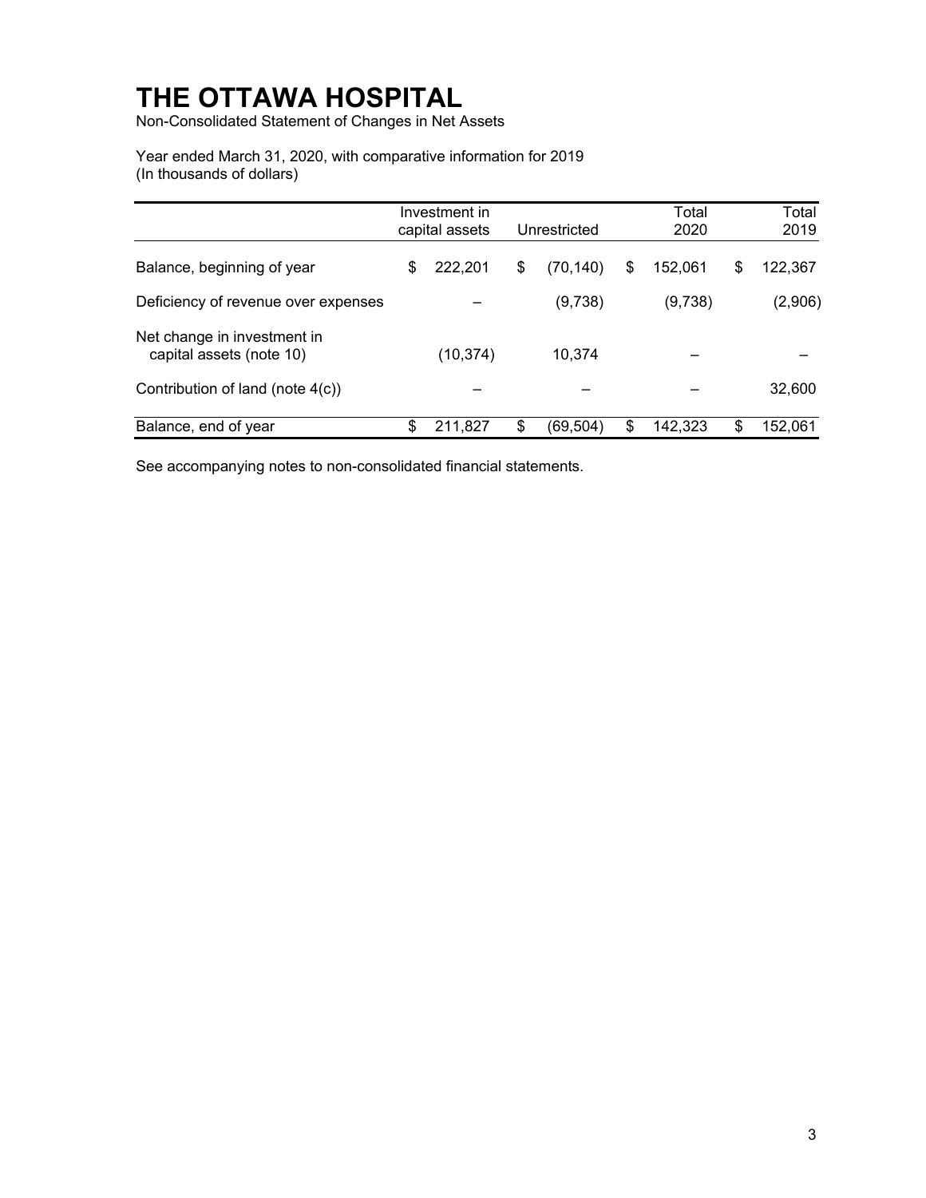# THE OTTAWA HOSPITAL

Non-Consolidated Statement of Changes in Net Assets

Year ended March 31, 2020, with comparative information for 2019
(In thousands of dollars)

| | Investment in capital assets | Unrestricted | Total 2020 | Total 2019 |
|---|---|---|---|---|
| Balance, beginning of year | $ 222,201 | $ (70,140) | $ 152,061 | $ 122,367 |
| Deficiency of revenue over expenses | – | (9,738) | (9,738) | (2,906) |
| Net change in investment in capital assets (note 10) | (10,374) | 10,374 | – | – |
| Contribution of land (note 4(c)) | – | – | – | 32,600 |
| Balance, end of year | $ 211,827 | $ (69,504) | $ 142,323 | $ 152,061 |

See accompanying notes to non-consolidated financial statements.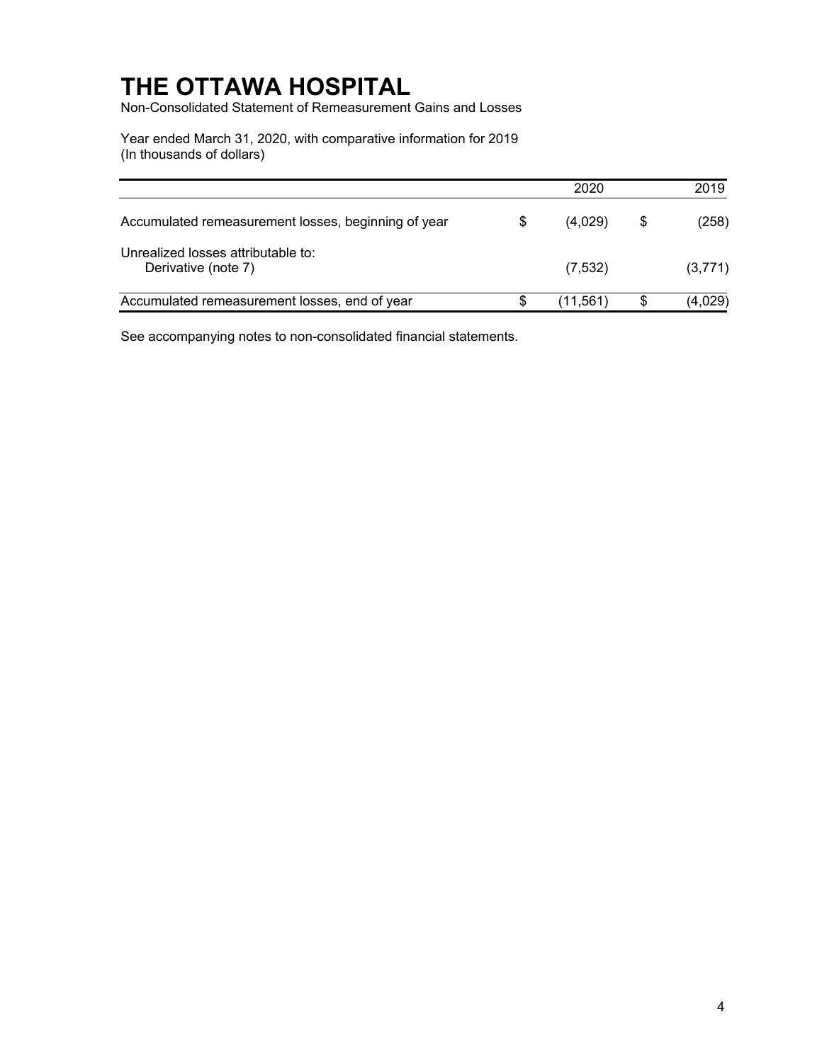# THE OTTAWA HOSPITAL

Non-Consolidated Statement of Remeasurement Gains and Losses

Year ended March 31, 2020, with comparative information for 2019
(In thousands of dollars)

| | 2020 | 2019 |
|---|---|---|
| Accumulated remeasurement losses, beginning of year | $ (4,029) | $ (258) |
| Unrealized losses attributable to: | | |
| Derivative (note 7) | (7,532) | (3,771) |
| Accumulated remeasurement losses, end of year | $ (11,561) | $ (4,029) |

See accompanying notes to non-consolidated financial statements.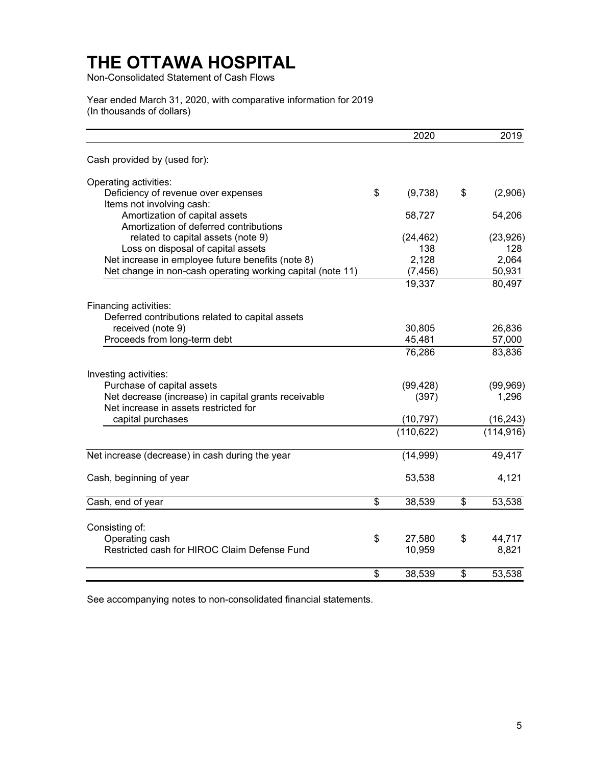# THE OTTAWA HOSPITAL

Non-Consolidated Statement of Cash Flows

Year ended March 31, 2020, with comparative information for 2019
(In thousands of dollars)

| | 2020 | 2019 |
|---|---|---|
| Cash provided by (used for): | | |
| Operating activities: | | |
| Deficiency of revenue over expenses | $ (9,738) | $ (2,906) |
| Items not involving cash: | | |
| Amortization of capital assets | 58,727 | 54,206 |
| Amortization of deferred contributions related to capital assets (note 9) | (24,462) | (23,926) |
| Loss on disposal of capital assets | 138 | 128 |
| Net increase in employee future benefits (note 8) | 2,128 | 2,064 |
| Net change in non-cash operating working capital (note 11) | (7,456) | 50,931 |
| | 19,337 | 80,497 |
| Financing activities: | | |
| Deferred contributions related to capital assets received (note 9) | 30,805 | 26,836 |
| Proceeds from long-term debt | 45,481 | 57,000 |
| | 76,286 | 83,836 |
| Investing activities: | | |
| Purchase of capital assets | (99,428) | (99,969) |
| Net decrease (increase) in capital grants receivable | (397) | 1,296 |
| Net increase in assets restricted for capital purchases | (10,797) | (16,243) |
| | (110,622) | (114,916) |
| Net increase (decrease) in cash during the year | (14,999) | 49,417 |
| Cash, beginning of year | 53,538 | 4,121 |
| Cash, end of year | $ 38,539 | $ 53,538 |
| Consisting of: | | |
| Operating cash | $ 27,580 | $ 44,717 |
| Restricted cash for HIROC Claim Defense Fund | 10,959 | 8,821 |
| | $ 38,539 | $ 53,538 |

See accompanying notes to non-consolidated financial statements.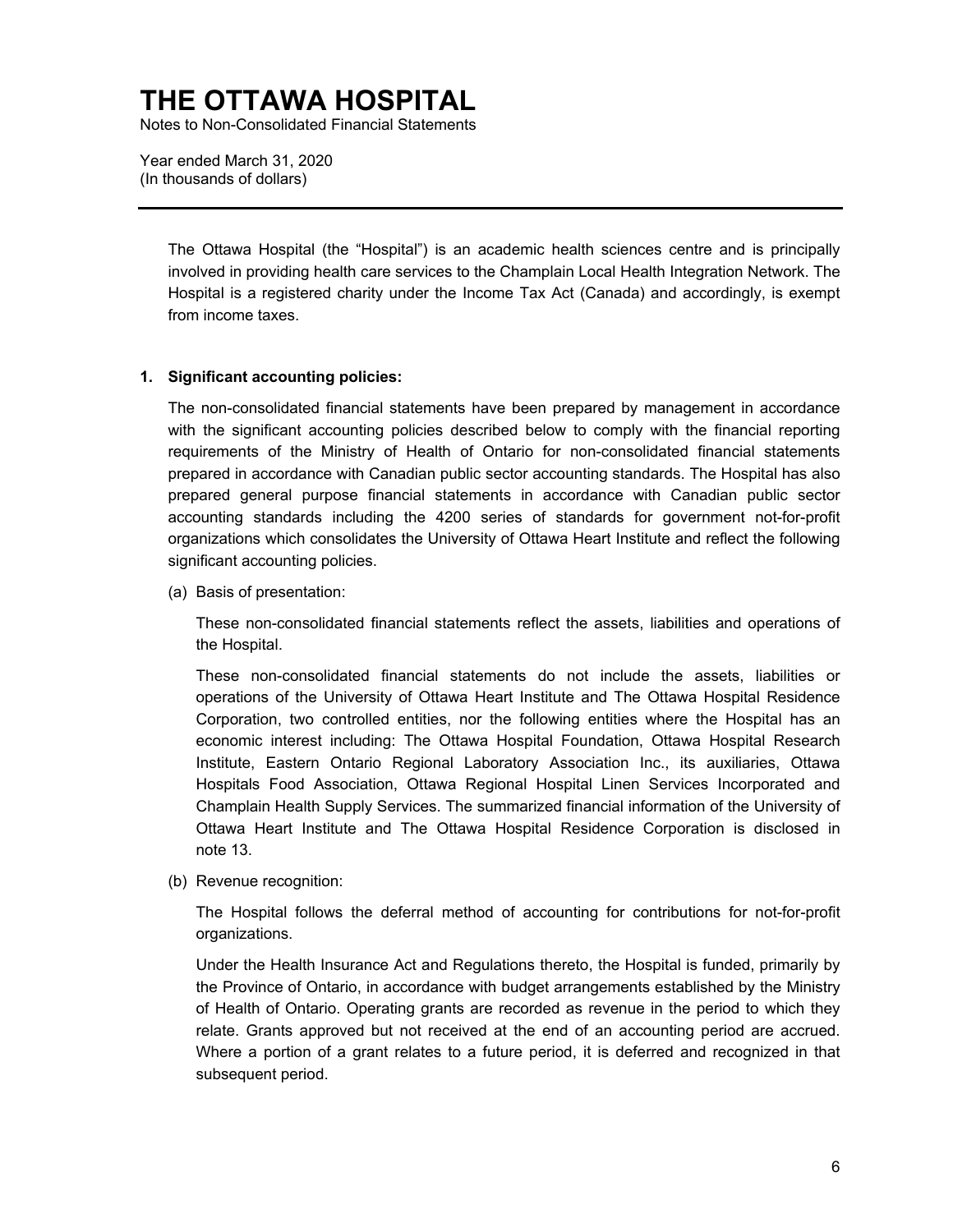# THE OTTAWA HOSPITAL

Notes to Non-Consolidated Financial Statements

Year ended March 31, 2020
(In thousands of dollars)

---

The Ottawa Hospital (the "Hospital") is an academic health sciences centre and is principally involved in providing health care services to the Champlain Local Health Integration Network. The Hospital is a registered charity under the Income Tax Act (Canada) and accordingly, is exempt from income taxes.

**1. Significant accounting policies:**

The non-consolidated financial statements have been prepared by management in accordance with the significant accounting policies described below to comply with the financial reporting requirements of the Ministry of Health of Ontario for non-consolidated financial statements prepared in accordance with Canadian public sector accounting standards. The Hospital has also prepared general purpose financial statements in accordance with Canadian public sector accounting standards including the 4200 series of standards for government not-for-profit organizations which consolidates the University of Ottawa Heart Institute and reflect the following significant accounting policies.

(a) Basis of presentation:

These non-consolidated financial statements reflect the assets, liabilities and operations of the Hospital.

These non-consolidated financial statements do not include the assets, liabilities or operations of the University of Ottawa Heart Institute and The Ottawa Hospital Residence Corporation, two controlled entities, nor the following entities where the Hospital has an economic interest including: The Ottawa Hospital Foundation, Ottawa Hospital Research Institute, Eastern Ontario Regional Laboratory Association Inc., its auxiliaries, Ottawa Hospitals Food Association, Ottawa Regional Hospital Linen Services Incorporated and Champlain Health Supply Services. The summarized financial information of the University of Ottawa Heart Institute and The Ottawa Hospital Residence Corporation is disclosed in note 13.

(b) Revenue recognition:

The Hospital follows the deferral method of accounting for contributions for not-for-profit organizations.

Under the Health Insurance Act and Regulations thereto, the Hospital is funded, primarily by the Province of Ontario, in accordance with budget arrangements established by the Ministry of Health of Ontario. Operating grants are recorded as revenue in the period to which they relate. Grants approved but not received at the end of an accounting period are accrued. Where a portion of a grant relates to a future period, it is deferred and recognized in that subsequent period.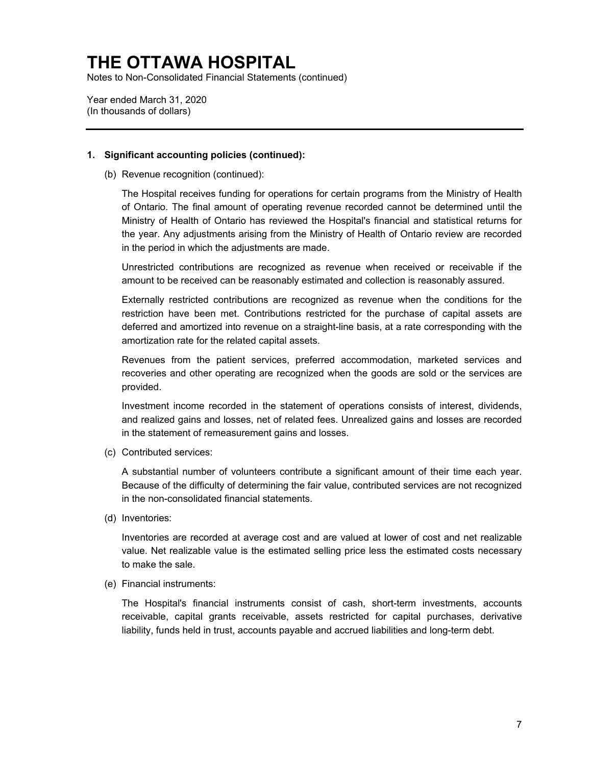# THE OTTAWA HOSPITAL

Notes to Non-Consolidated Financial Statements (continued)

Year ended March 31, 2020
(In thousands of dollars)

---

**1. Significant accounting policies (continued):**

(b) Revenue recognition (continued):

The Hospital receives funding for operations for certain programs from the Ministry of Health of Ontario. The final amount of operating revenue recorded cannot be determined until the Ministry of Health of Ontario has reviewed the Hospital's financial and statistical returns for the year. Any adjustments arising from the Ministry of Health of Ontario review are recorded in the period in which the adjustments are made.

Unrestricted contributions are recognized as revenue when received or receivable if the amount to be received can be reasonably estimated and collection is reasonably assured.

Externally restricted contributions are recognized as revenue when the conditions for the restriction have been met. Contributions restricted for the purchase of capital assets are deferred and amortized into revenue on a straight-line basis, at a rate corresponding with the amortization rate for the related capital assets.

Revenues from the patient services, preferred accommodation, marketed services and recoveries and other operating are recognized when the goods are sold or the services are provided.

Investment income recorded in the statement of operations consists of interest, dividends, and realized gains and losses, net of related fees. Unrealized gains and losses are recorded in the statement of remeasurement gains and losses.

(c) Contributed services:

A substantial number of volunteers contribute a significant amount of their time each year. Because of the difficulty of determining the fair value, contributed services are not recognized in the non-consolidated financial statements.

(d) Inventories:

Inventories are recorded at average cost and are valued at lower of cost and net realizable value. Net realizable value is the estimated selling price less the estimated costs necessary to make the sale.

(e) Financial instruments:

The Hospital's financial instruments consist of cash, short-term investments, accounts receivable, capital grants receivable, assets restricted for capital purchases, derivative liability, funds held in trust, accounts payable and accrued liabilities and long-term debt.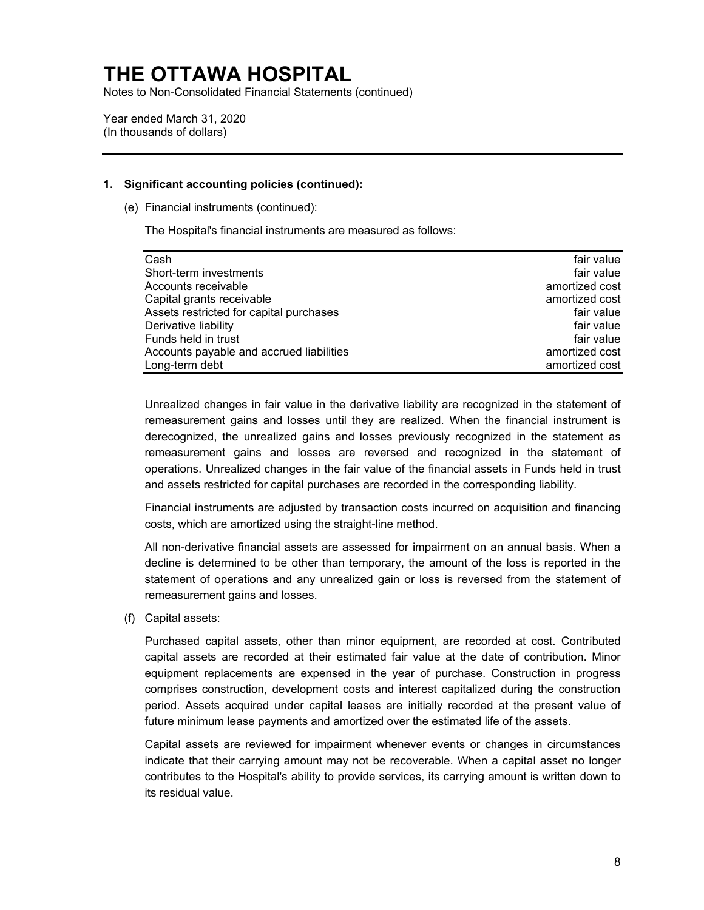# THE OTTAWA HOSPITAL

Notes to Non-Consolidated Financial Statements (continued)

Year ended March 31, 2020
(In thousands of dollars)

## 1. Significant accounting policies (continued):

(e) Financial instruments (continued):

The Hospital's financial instruments are measured as follows:

| | |
|---|---|
| Cash | fair value |
| Short-term investments | fair value |
| Accounts receivable | amortized cost |
| Capital grants receivable | amortized cost |
| Assets restricted for capital purchases | fair value |
| Derivative liability | fair value |
| Funds held in trust | fair value |
| Accounts payable and accrued liabilities | amortized cost |
| Long-term debt | amortized cost |

Unrealized changes in fair value in the derivative liability are recognized in the statement of remeasurement gains and losses until they are realized. When the financial instrument is derecognized, the unrealized gains and losses previously recognized in the statement as remeasurement gains and losses are reversed and recognized in the statement of operations. Unrealized changes in the fair value of the financial assets in Funds held in trust and assets restricted for capital purchases are recorded in the corresponding liability.

Financial instruments are adjusted by transaction costs incurred on acquisition and financing costs, which are amortized using the straight-line method.

All non-derivative financial assets are assessed for impairment on an annual basis. When a decline is determined to be other than temporary, the amount of the loss is reported in the statement of operations and any unrealized gain or loss is reversed from the statement of remeasurement gains and losses.

(f) Capital assets:

Purchased capital assets, other than minor equipment, are recorded at cost. Contributed capital assets are recorded at their estimated fair value at the date of contribution. Minor equipment replacements are expensed in the year of purchase. Construction in progress comprises construction, development costs and interest capitalized during the construction period. Assets acquired under capital leases are initially recorded at the present value of future minimum lease payments and amortized over the estimated life of the assets.

Capital assets are reviewed for impairment whenever events or changes in circumstances indicate that their carrying amount may not be recoverable. When a capital asset no longer contributes to the Hospital's ability to provide services, its carrying amount is written down to its residual value.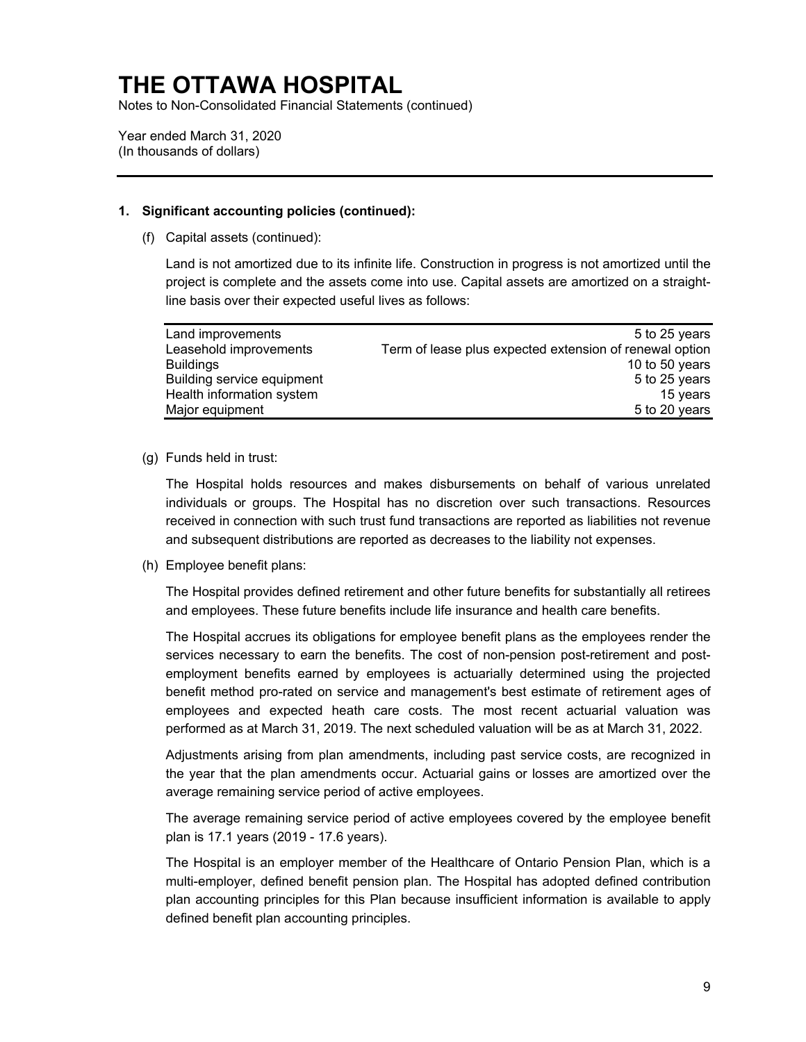# THE OTTAWA HOSPITAL

Notes to Non-Consolidated Financial Statements (continued)

Year ended March 31, 2020
(In thousands of dollars)

---

**1. Significant accounting policies (continued):**

(f) Capital assets (continued):

Land is not amortized due to its infinite life. Construction in progress is not amortized until the project is complete and the assets come into use. Capital assets are amortized on a straight-line basis over their expected useful lives as follows:

| | |
|---|---|
| Land improvements | 5 to 25 years |
| Leasehold improvements | Term of lease plus expected extension of renewal option |
| Buildings | 10 to 50 years |
| Building service equipment | 5 to 25 years |
| Health information system | 15 years |
| Major equipment | 5 to 20 years |

(g) Funds held in trust:

The Hospital holds resources and makes disbursements on behalf of various unrelated individuals or groups. The Hospital has no discretion over such transactions. Resources received in connection with such trust fund transactions are reported as liabilities not revenue and subsequent distributions are reported as decreases to the liability not expenses.

(h) Employee benefit plans:

The Hospital provides defined retirement and other future benefits for substantially all retirees and employees. These future benefits include life insurance and health care benefits.

The Hospital accrues its obligations for employee benefit plans as the employees render the services necessary to earn the benefits. The cost of non-pension post-retirement and post-employment benefits earned by employees is actuarially determined using the projected benefit method pro-rated on service and management's best estimate of retirement ages of employees and expected heath care costs. The most recent actuarial valuation was performed as at March 31, 2019. The next scheduled valuation will be as at March 31, 2022.

Adjustments arising from plan amendments, including past service costs, are recognized in the year that the plan amendments occur. Actuarial gains or losses are amortized over the average remaining service period of active employees.

The average remaining service period of active employees covered by the employee benefit plan is 17.1 years (2019 - 17.6 years).

The Hospital is an employer member of the Healthcare of Ontario Pension Plan, which is a multi-employer, defined benefit pension plan. The Hospital has adopted defined contribution plan accounting principles for this Plan because insufficient information is available to apply defined benefit plan accounting principles.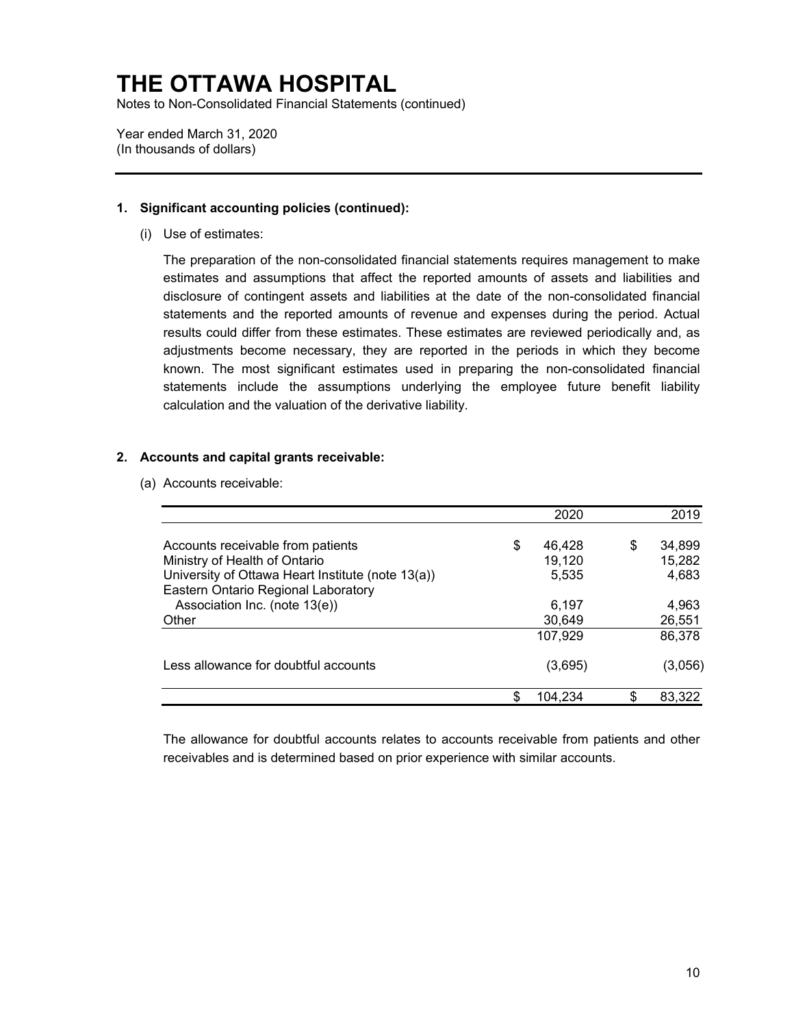# THE OTTAWA HOSPITAL

Notes to Non-Consolidated Financial Statements (continued)

Year ended March 31, 2020
(In thousands of dollars)

**1. Significant accounting policies (continued):**

(i) Use of estimates:

The preparation of the non-consolidated financial statements requires management to make estimates and assumptions that affect the reported amounts of assets and liabilities and disclosure of contingent assets and liabilities at the date of the non-consolidated financial statements and the reported amounts of revenue and expenses during the period. Actual results could differ from these estimates. These estimates are reviewed periodically and, as adjustments become necessary, they are reported in the periods in which they become known. The most significant estimates used in preparing the non-consolidated financial statements include the assumptions underlying the employee future benefit liability calculation and the valuation of the derivative liability.

**2. Accounts and capital grants receivable:**

(a) Accounts receivable:

| | 2020 | 2019 |
|---|---|---|
| Accounts receivable from patients | $ 46,428 | $ 34,899 |
| Ministry of Health of Ontario | 19,120 | 15,282 |
| University of Ottawa Heart Institute (note 13(a)) | 5,535 | 4,683 |
| Eastern Ontario Regional Laboratory Association Inc. (note 13(e)) | 6,197 | 4,963 |
| Other | 30,649 | 26,551 |
| | 107,929 | 86,378 |
| Less allowance for doubtful accounts | (3,695) | (3,056) |
| | $ 104,234 | $ 83,322 |

The allowance for doubtful accounts relates to accounts receivable from patients and other receivables and is determined based on prior experience with similar accounts.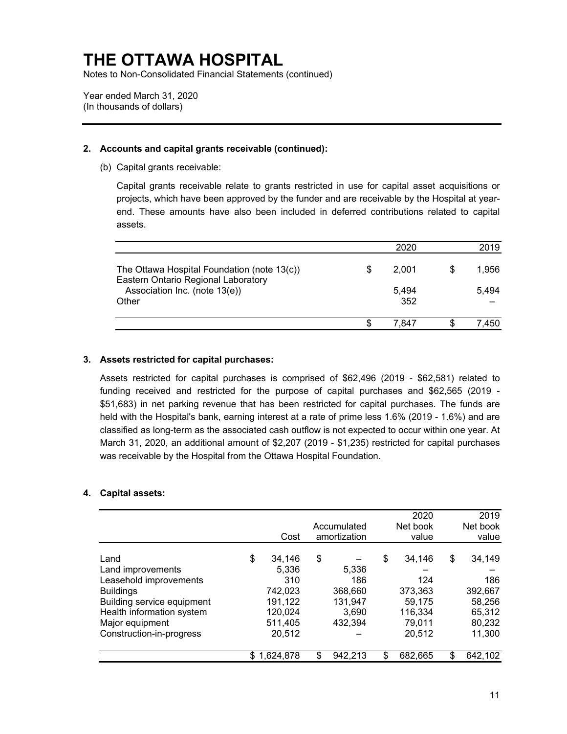# THE OTTAWA HOSPITAL

Notes to Non-Consolidated Financial Statements (continued)

Year ended March 31, 2020
(In thousands of dollars)

**2. Accounts and capital grants receivable (continued):**

(b) Capital grants receivable:

Capital grants receivable relate to grants restricted in use for capital asset acquisitions or projects, which have been approved by the funder and are receivable by the Hospital at year-end. These amounts have also been included in deferred contributions related to capital assets.

| | 2020 | 2019 |
|---|---|---|
| The Ottawa Hospital Foundation (note 13(c)) | $ 2,001 | $ 1,956 |
| Eastern Ontario Regional Laboratory Association Inc. (note 13(e)) | 5,494 | 5,494 |
| Other | 352 | – |
| | $ 7,847 | $ 7,450 |

**3. Assets restricted for capital purchases:**

Assets restricted for capital purchases is comprised of $62,496 (2019 - $62,581) related to funding received and restricted for the purpose of capital purchases and $62,565 (2019 - $51,683) in net parking revenue that has been restricted for capital purchases. The funds are held with the Hospital's bank, earning interest at a rate of prime less 1.6% (2019 - 1.6%) and are classified as long-term as the associated cash outflow is not expected to occur within one year. At March 31, 2020, an additional amount of $2,207 (2019 - $1,235) restricted for capital purchases was receivable by the Hospital from the Ottawa Hospital Foundation.

**4. Capital assets:**

| | Cost | Accumulated amortization | 2020 Net book value | 2019 Net book value |
|---|---|---|---|---|
| Land | $ 34,146 | $ – | $ 34,146 | $ 34,149 |
| Land improvements | 5,336 | 5,336 | – | – |
| Leasehold improvements | 310 | 186 | 124 | 186 |
| Buildings | 742,023 | 368,660 | 373,363 | 392,667 |
| Building service equipment | 191,122 | 131,947 | 59,175 | 58,256 |
| Health information system | 120,024 | 3,690 | 116,334 | 65,312 |
| Major equipment | 511,405 | 432,394 | 79,011 | 80,232 |
| Construction-in-progress | 20,512 | – | 20,512 | 11,300 |
| | $ 1,624,878 | $ 942,213 | $ 682,665 | $ 642,102 |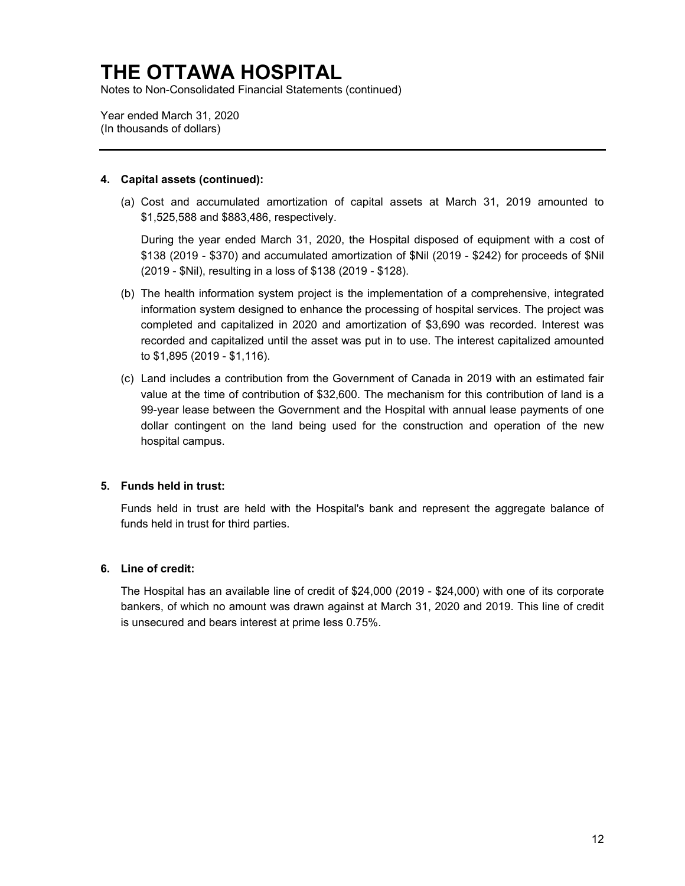# THE OTTAWA HOSPITAL

Notes to Non-Consolidated Financial Statements (continued)

Year ended March 31, 2020
(In thousands of dollars)

---

**4. Capital assets (continued):**

(a) Cost and accumulated amortization of capital assets at March 31, 2019 amounted to $1,525,588 and $883,486, respectively.

During the year ended March 31, 2020, the Hospital disposed of equipment with a cost of $138 (2019 - $370) and accumulated amortization of $Nil (2019 - $242) for proceeds of $Nil (2019 - $Nil), resulting in a loss of $138 (2019 - $128).

(b) The health information system project is the implementation of a comprehensive, integrated information system designed to enhance the processing of hospital services. The project was completed and capitalized in 2020 and amortization of $3,690 was recorded. Interest was recorded and capitalized until the asset was put in to use. The interest capitalized amounted to $1,895 (2019 - $1,116).

(c) Land includes a contribution from the Government of Canada in 2019 with an estimated fair value at the time of contribution of $32,600. The mechanism for this contribution of land is a 99-year lease between the Government and the Hospital with annual lease payments of one dollar contingent on the land being used for the construction and operation of the new hospital campus.

**5. Funds held in trust:**

Funds held in trust are held with the Hospital's bank and represent the aggregate balance of funds held in trust for third parties.

**6. Line of credit:**

The Hospital has an available line of credit of $24,000 (2019 - $24,000) with one of its corporate bankers, of which no amount was drawn against at March 31, 2020 and 2019. This line of credit is unsecured and bears interest at prime less 0.75%.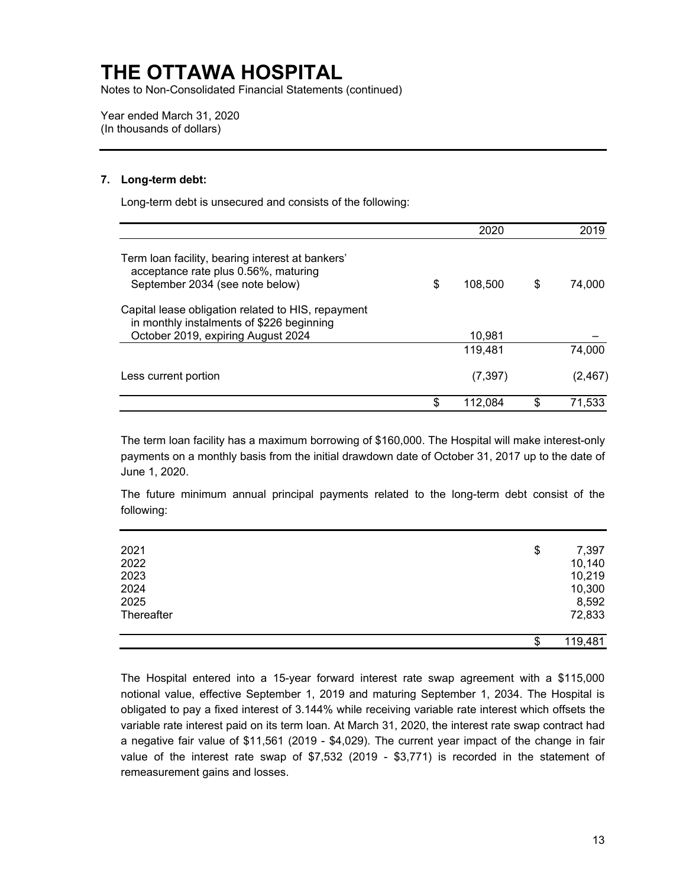# THE OTTAWA HOSPITAL

Notes to Non-Consolidated Financial Statements (continued)

Year ended March 31, 2020
(In thousands of dollars)

## 7. Long-term debt:

Long-term debt is unsecured and consists of the following:

| | 2020 | 2019 |
|---|---|---|
| Term loan facility, bearing interest at bankers' acceptance rate plus 0.56%, maturing September 2034 (see note below) | $ 108,500 | $ 74,000 |
| Capital lease obligation related to HIS, repayment in monthly instalments of $226 beginning October 2019, expiring August 2024 | 10,981 | – |
| | 119,481 | 74,000 |
| Less current portion | (7,397) | (2,467) |
| | $ 112,084 | $ 71,533 |

The term loan facility has a maximum borrowing of $160,000. The Hospital will make interest-only payments on a monthly basis from the initial drawdown date of October 31, 2017 up to the date of June 1, 2020.

The future minimum annual principal payments related to the long-term debt consist of the following:

| | |
|---|---|
| 2021 | $ 7,397 |
| 2022 | 10,140 |
| 2023 | 10,219 |
| 2024 | 10,300 |
| 2025 | 8,592 |
| Thereafter | 72,833 |
| | $ 119,481 |

The Hospital entered into a 15-year forward interest rate swap agreement with a $115,000 notional value, effective September 1, 2019 and maturing September 1, 2034. The Hospital is obligated to pay a fixed interest of 3.144% while receiving variable rate interest which offsets the variable rate interest paid on its term loan. At March 31, 2020, the interest rate swap contract had a negative fair value of $11,561 (2019 - $4,029). The current year impact of the change in fair value of the interest rate swap of $7,532 (2019 - $3,771) is recorded in the statement of remeasurement gains and losses.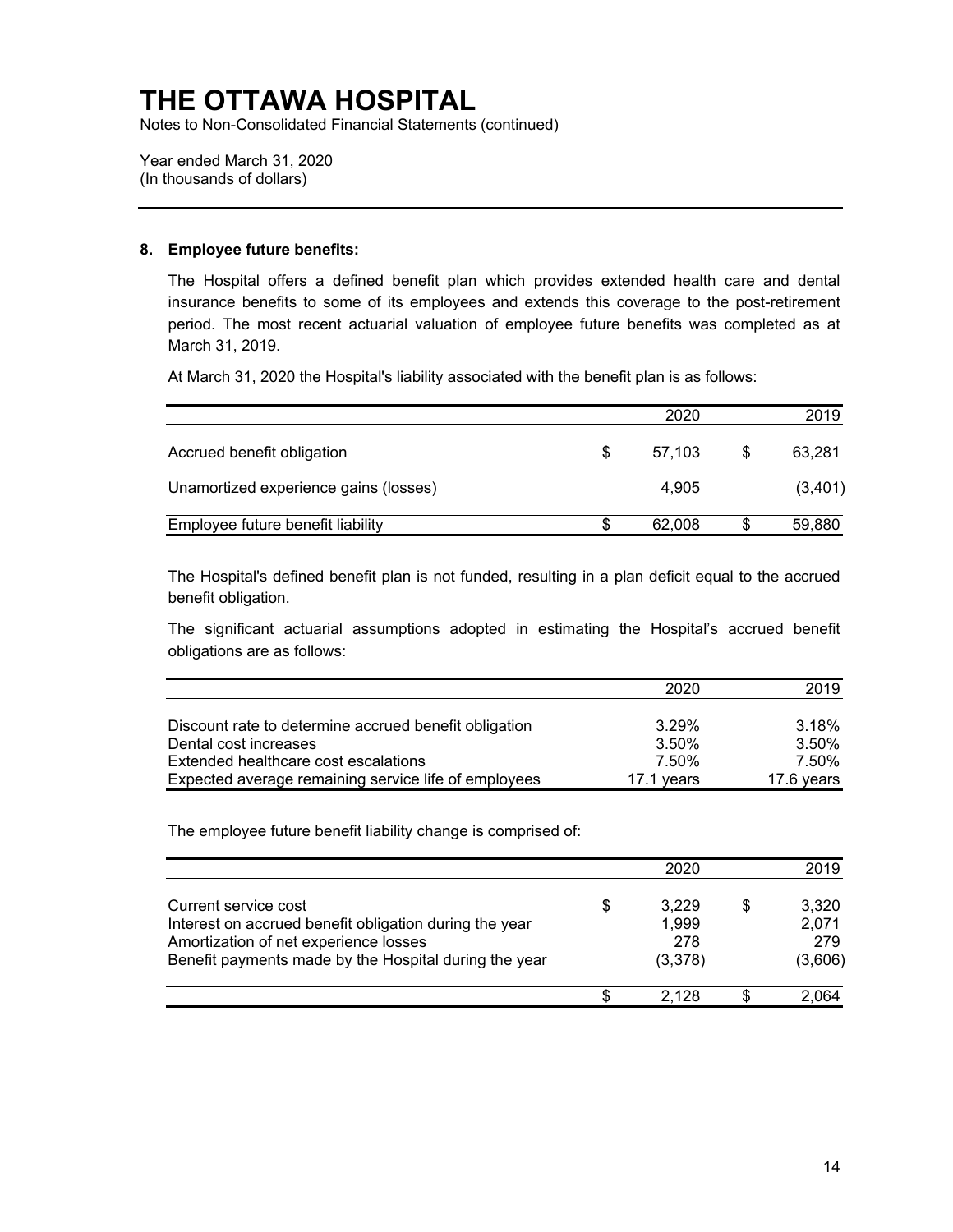# THE OTTAWA HOSPITAL

Notes to Non-Consolidated Financial Statements (continued)

Year ended March 31, 2020
(In thousands of dollars)

## 8. Employee future benefits:

The Hospital offers a defined benefit plan which provides extended health care and dental insurance benefits to some of its employees and extends this coverage to the post-retirement period. The most recent actuarial valuation of employee future benefits was completed as at March 31, 2019.

At March 31, 2020 the Hospital's liability associated with the benefit plan is as follows:

| | 2020 | 2019 |
|---|---|---|
| Accrued benefit obligation | $ 57,103 | $ 63,281 |
| Unamortized experience gains (losses) | 4,905 | (3,401) |
| Employee future benefit liability | $ 62,008 | $ 59,880 |

The Hospital's defined benefit plan is not funded, resulting in a plan deficit equal to the accrued benefit obligation.

The significant actuarial assumptions adopted in estimating the Hospital's accrued benefit obligations are as follows:

| | 2020 | 2019 |
|---|---|---|
| Discount rate to determine accrued benefit obligation | 3.29% | 3.18% |
| Dental cost increases | 3.50% | 3.50% |
| Extended healthcare cost escalations | 7.50% | 7.50% |
| Expected average remaining service life of employees | 17.1 years | 17.6 years |

The employee future benefit liability change is comprised of:

| | 2020 | 2019 |
|---|---|---|
| Current service cost | $ 3,229 | $ 3,320 |
| Interest on accrued benefit obligation during the year | 1,999 | 2,071 |
| Amortization of net experience losses | 278 | 279 |
| Benefit payments made by the Hospital during the year | (3,378) | (3,606) |
| | $ 2,128 | $ 2,064 |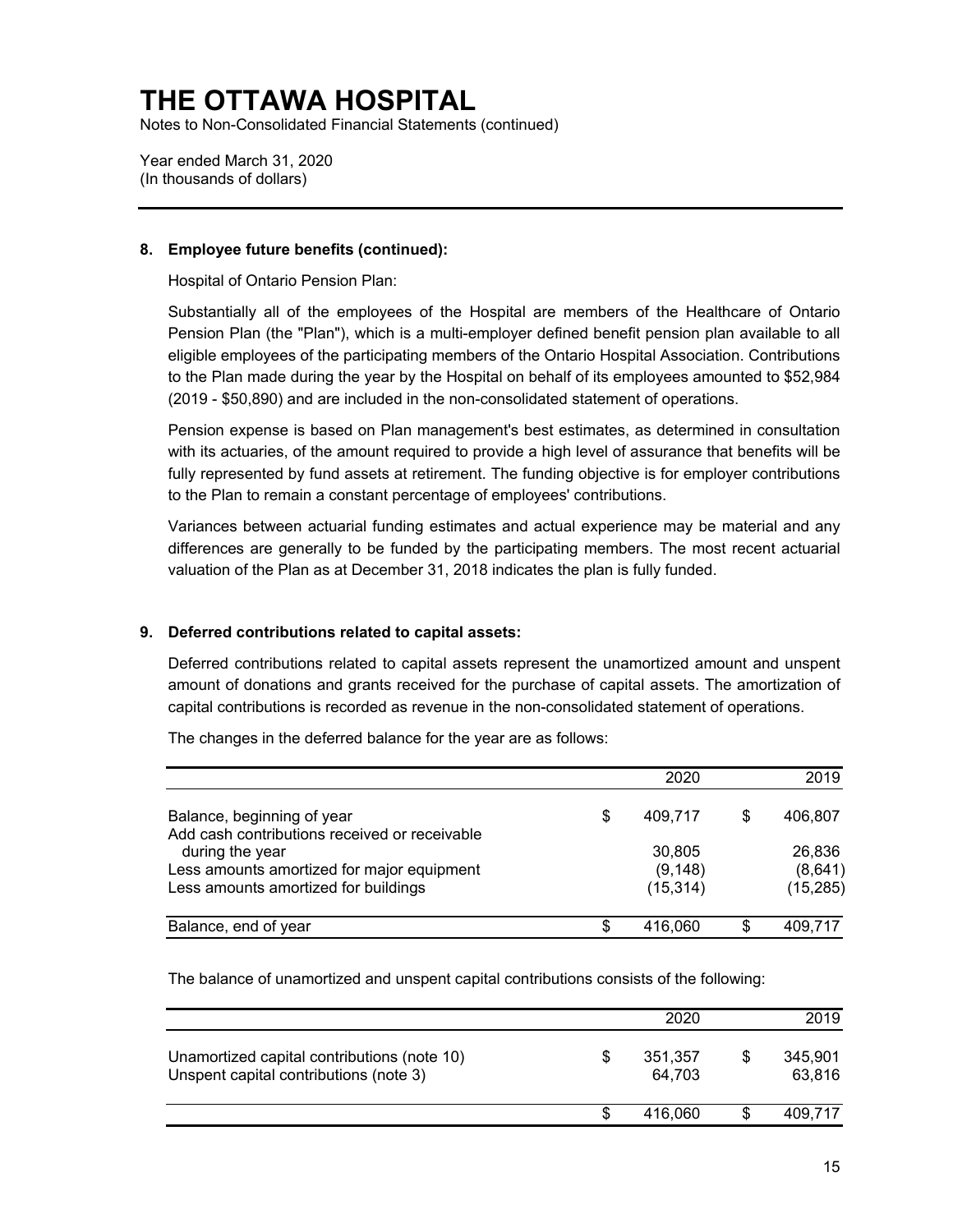## 8. Employee future benefits (continued):

Hospital of Ontario Pension Plan:

Substantially all of the employees of the Hospital are members of the Healthcare of Ontario Pension Plan (the "Plan"), which is a multi-employer defined benefit pension plan available to all eligible employees of the participating members of the Ontario Hospital Association. Contributions to the Plan made during the year by the Hospital on behalf of its employees amounted to $52,984 (2019 - $50,890) and are included in the non-consolidated statement of operations.

Pension expense is based on Plan management's best estimates, as determined in consultation with its actuaries, of the amount required to provide a high level of assurance that benefits will be fully represented by fund assets at retirement. The funding objective is for employer contributions to the Plan to remain a constant percentage of employees' contributions.

Variances between actuarial funding estimates and actual experience may be material and any differences are generally to be funded by the participating members. The most recent actuarial valuation of the Plan as at December 31, 2018 indicates the plan is fully funded.

## 9. Deferred contributions related to capital assets:

Deferred contributions related to capital assets represent the unamortized amount and unspent amount of donations and grants received for the purchase of capital assets. The amortization of capital contributions is recorded as revenue in the non-consolidated statement of operations.

The changes in the deferred balance for the year are as follows:

| | 2020 | 2019 |
|---|---|---|
| Balance, beginning of year | $ 409,717 | $ 406,807 |
| Add cash contributions received or receivable during the year | 30,805 | 26,836 |
| Less amounts amortized for major equipment | (9,148) | (8,641) |
| Less amounts amortized for buildings | (15,314) | (15,285) |
| Balance, end of year | $ 416,060 | $ 409,717 |

The balance of unamortized and unspent capital contributions consists of the following:

| | 2020 | 2019 |
|---|---|---|
| Unamortized capital contributions (note 10) | $ 351,357 | $ 345,901 |
| Unspent capital contributions (note 3) | 64,703 | 63,816 |
| | $ 416,060 | $ 409,717 |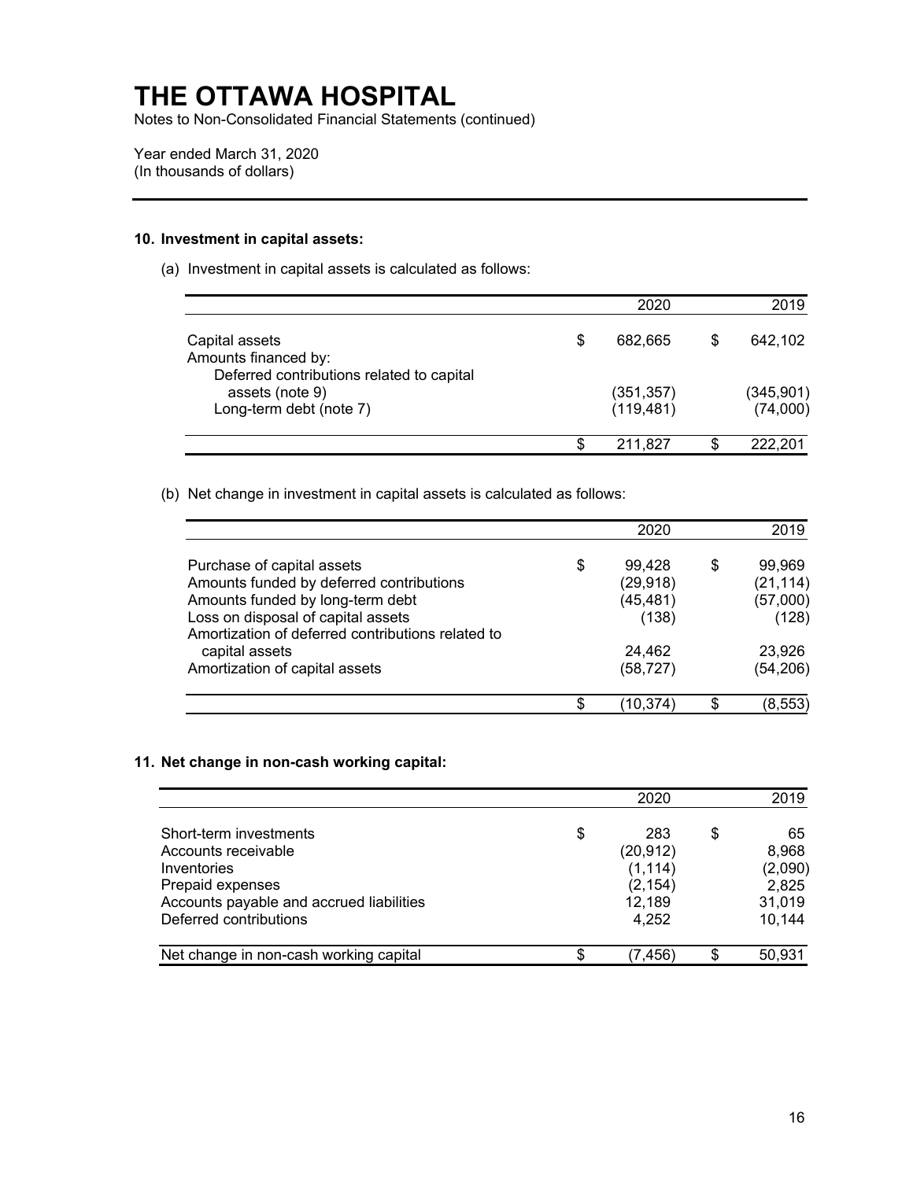# THE OTTAWA HOSPITAL

Notes to Non-Consolidated Financial Statements (continued)

Year ended March 31, 2020
(In thousands of dollars)

**10. Investment in capital assets:**

(a) Investment in capital assets is calculated as follows:

| | 2020 | 2019 |
|---|---|---|
| Capital assets | $ 682,665 | $ 642,102 |
| Amounts financed by: | | |
| Deferred contributions related to capital assets (note 9) | (351,357) | (345,901) |
| Long-term debt (note 7) | (119,481) | (74,000) |
| | $ 211,827 | $ 222,201 |

(b) Net change in investment in capital assets is calculated as follows:

| | 2020 | 2019 |
|---|---|---|
| Purchase of capital assets | $ 99,428 | $ 99,969 |
| Amounts funded by deferred contributions | (29,918) | (21,114) |
| Amounts funded by long-term debt | (45,481) | (57,000) |
| Loss on disposal of capital assets | (138) | (128) |
| Amortization of deferred contributions related to capital assets | 24,462 | 23,926 |
| Amortization of capital assets | (58,727) | (54,206) |
| | $ (10,374) | $ (8,553) |

**11. Net change in non-cash working capital:**

| | 2020 | 2019 |
|---|---|---|
| Short-term investments | $ 283 | $ 65 |
| Accounts receivable | (20,912) | 8,968 |
| Inventories | (1,114) | (2,090) |
| Prepaid expenses | (2,154) | 2,825 |
| Accounts payable and accrued liabilities | 12,189 | 31,019 |
| Deferred contributions | 4,252 | 10,144 |
| Net change in non-cash working capital | $ (7,456) | $ 50,931 |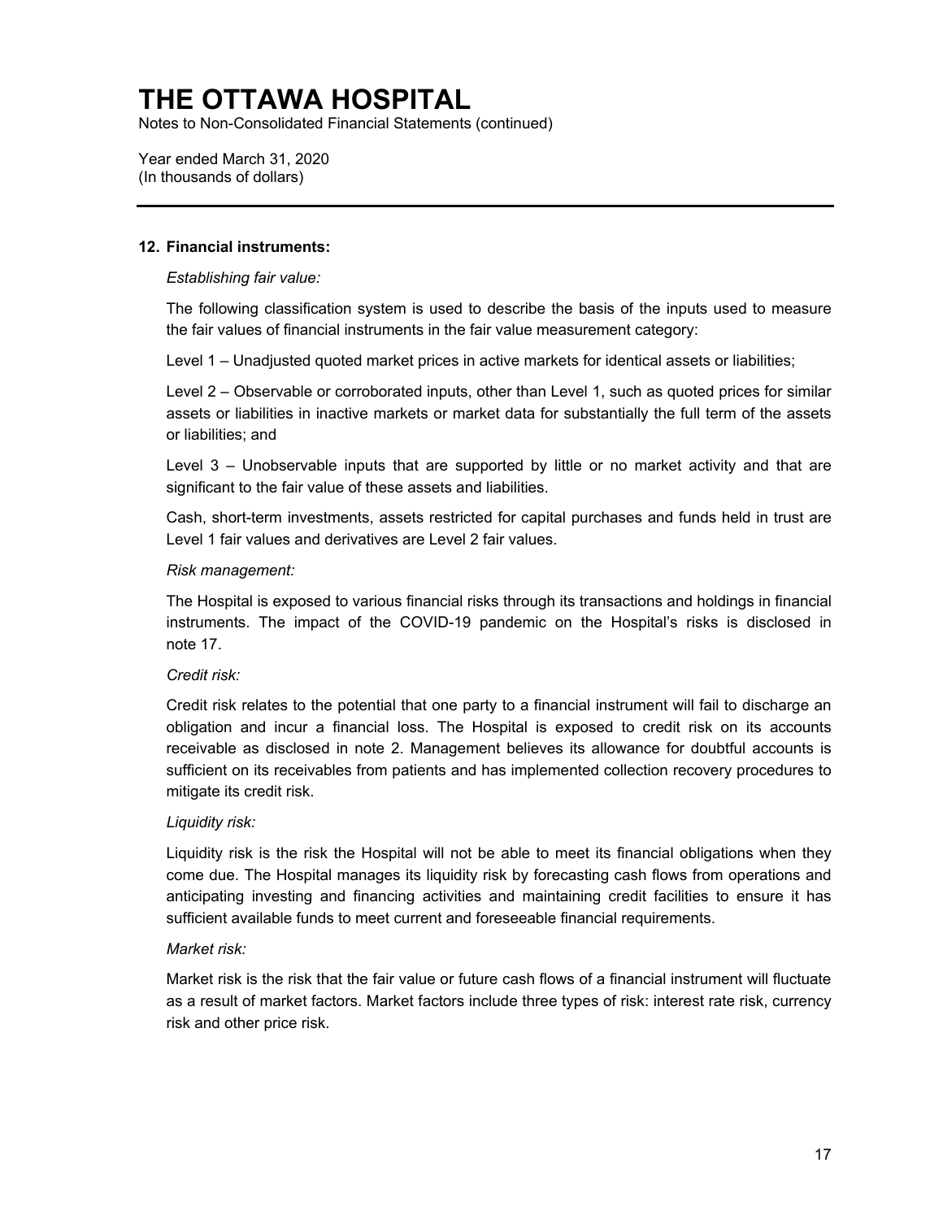# THE OTTAWA HOSPITAL

Notes to Non-Consolidated Financial Statements (continued)

Year ended March 31, 2020
(In thousands of dollars)

---

## 12. Financial instruments:

*Establishing fair value:*

The following classification system is used to describe the basis of the inputs used to measure the fair values of financial instruments in the fair value measurement category:

Level 1 – Unadjusted quoted market prices in active markets for identical assets or liabilities;

Level 2 – Observable or corroborated inputs, other than Level 1, such as quoted prices for similar assets or liabilities in inactive markets or market data for substantially the full term of the assets or liabilities; and

Level 3 – Unobservable inputs that are supported by little or no market activity and that are significant to the fair value of these assets and liabilities.

Cash, short-term investments, assets restricted for capital purchases and funds held in trust are Level 1 fair values and derivatives are Level 2 fair values.

*Risk management:*

The Hospital is exposed to various financial risks through its transactions and holdings in financial instruments. The impact of the COVID-19 pandemic on the Hospital's risks is disclosed in note 17.

*Credit risk:*

Credit risk relates to the potential that one party to a financial instrument will fail to discharge an obligation and incur a financial loss. The Hospital is exposed to credit risk on its accounts receivable as disclosed in note 2. Management believes its allowance for doubtful accounts is sufficient on its receivables from patients and has implemented collection recovery procedures to mitigate its credit risk.

*Liquidity risk:*

Liquidity risk is the risk the Hospital will not be able to meet its financial obligations when they come due. The Hospital manages its liquidity risk by forecasting cash flows from operations and anticipating investing and financing activities and maintaining credit facilities to ensure it has sufficient available funds to meet current and foreseeable financial requirements.

*Market risk:*

Market risk is the risk that the fair value or future cash flows of a financial instrument will fluctuate as a result of market factors. Market factors include three types of risk: interest rate risk, currency risk and other price risk.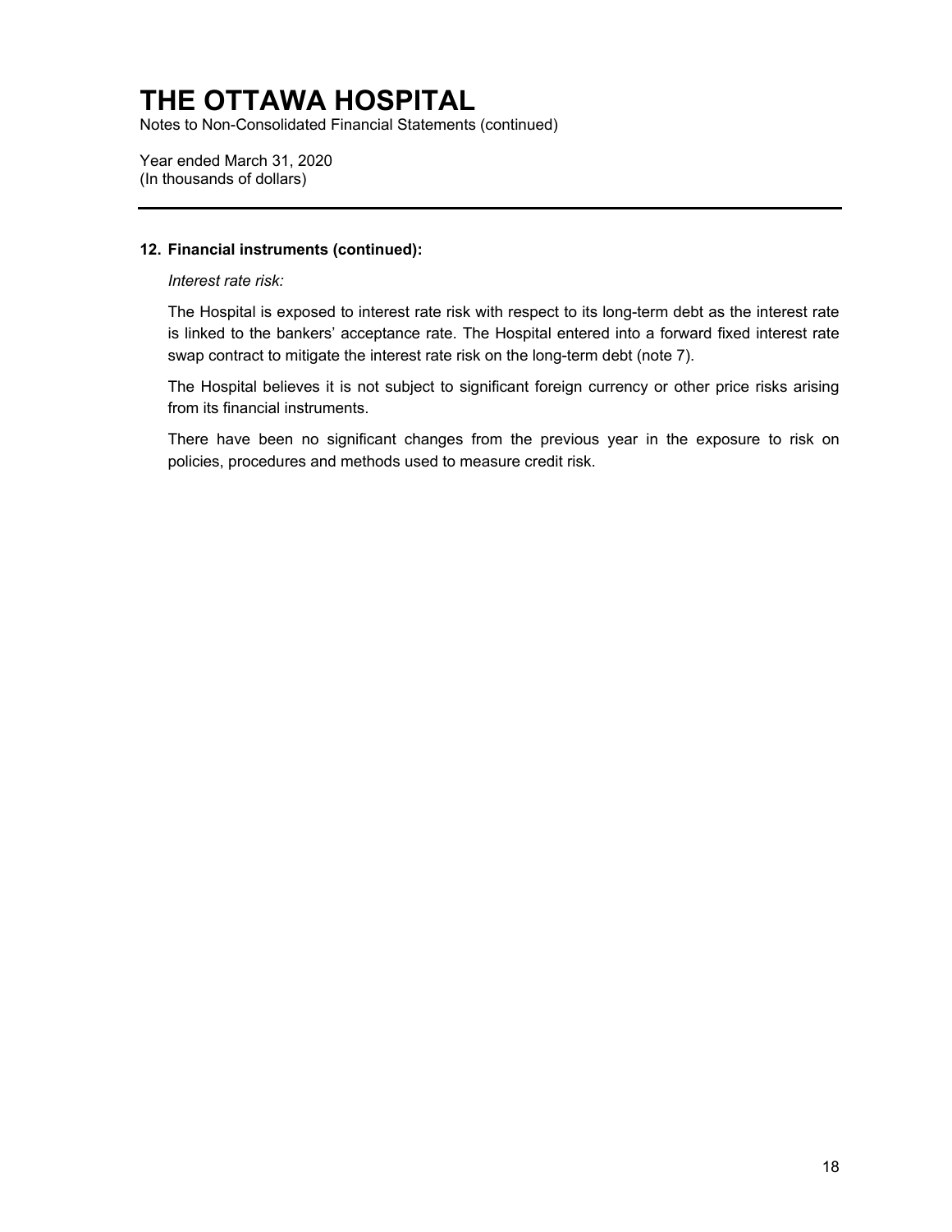# THE OTTAWA HOSPITAL

Notes to Non-Consolidated Financial Statements (continued)

Year ended March 31, 2020
(In thousands of dollars)

## 12. Financial instruments (continued):

*Interest rate risk:*

The Hospital is exposed to interest rate risk with respect to its long-term debt as the interest rate is linked to the bankers' acceptance rate. The Hospital entered into a forward fixed interest rate swap contract to mitigate the interest rate risk on the long-term debt (note 7).

The Hospital believes it is not subject to significant foreign currency or other price risks arising from its financial instruments.

There have been no significant changes from the previous year in the exposure to risk on policies, procedures and methods used to measure credit risk.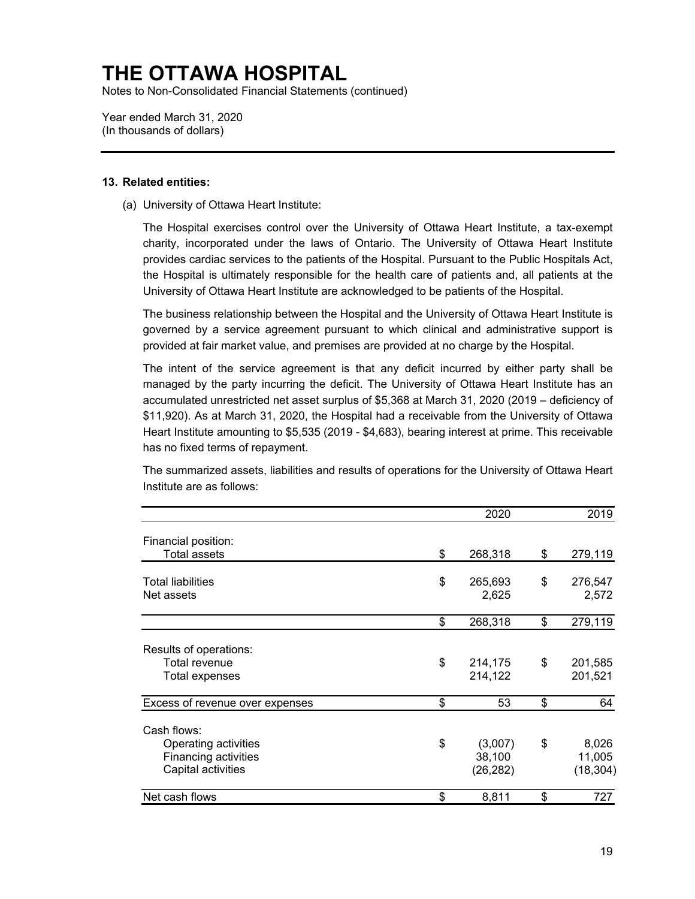# THE OTTAWA HOSPITAL

Notes to Non-Consolidated Financial Statements (continued)

Year ended March 31, 2020
(In thousands of dollars)

## 13. Related entities:

(a) University of Ottawa Heart Institute:

The Hospital exercises control over the University of Ottawa Heart Institute, a tax-exempt charity, incorporated under the laws of Ontario. The University of Ottawa Heart Institute provides cardiac services to the patients of the Hospital. Pursuant to the Public Hospitals Act, the Hospital is ultimately responsible for the health care of patients and, all patients at the University of Ottawa Heart Institute are acknowledged to be patients of the Hospital.

The business relationship between the Hospital and the University of Ottawa Heart Institute is governed by a service agreement pursuant to which clinical and administrative support is provided at fair market value, and premises are provided at no charge by the Hospital.

The intent of the service agreement is that any deficit incurred by either party shall be managed by the party incurring the deficit. The University of Ottawa Heart Institute has an accumulated unrestricted net asset surplus of $5,368 at March 31, 2020 (2019 – deficiency of $11,920). As at March 31, 2020, the Hospital had a receivable from the University of Ottawa Heart Institute amounting to $5,535 (2019 - $4,683), bearing interest at prime. This receivable has no fixed terms of repayment.

The summarized assets, liabilities and results of operations for the University of Ottawa Heart Institute are as follows:

| | 2020 | 2019 |
|---|---|---|
| Financial position: | | |
| Total assets | $ 268,318 | $ 279,119 |
| Total liabilities | $ 265,693 | $ 276,547 |
| Net assets | 2,625 | 2,572 |
| | $ 268,318 | $ 279,119 |
| Results of operations: | | |
| Total revenue | $ 214,175 | $ 201,585 |
| Total expenses | 214,122 | 201,521 |
| Excess of revenue over expenses | $ 53 | $ 64 |
| Cash flows: | | |
| Operating activities | $ (3,007) | $ 8,026 |
| Financing activities | 38,100 | 11,005 |
| Capital activities | (26,282) | (18,304) |
| Net cash flows | $ 8,811 | $ 727 |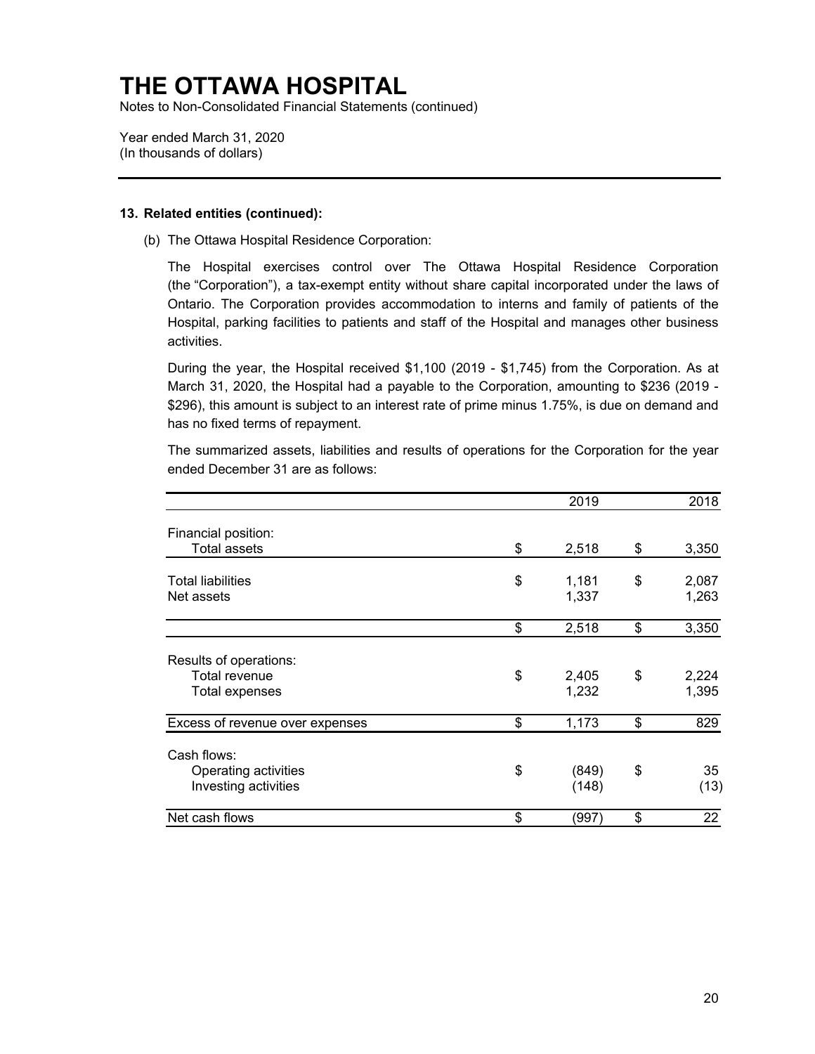# THE OTTAWA HOSPITAL

Notes to Non-Consolidated Financial Statements (continued)

Year ended March 31, 2020
(In thousands of dollars)

**13. Related entities (continued):**

(b) The Ottawa Hospital Residence Corporation:

The Hospital exercises control over The Ottawa Hospital Residence Corporation (the "Corporation"), a tax-exempt entity without share capital incorporated under the laws of Ontario. The Corporation provides accommodation to interns and family of patients of the Hospital, parking facilities to patients and staff of the Hospital and manages other business activities.

During the year, the Hospital received $1,100 (2019 - $1,745) from the Corporation. As at March 31, 2020, the Hospital had a payable to the Corporation, amounting to $236 (2019 - $296), this amount is subject to an interest rate of prime minus 1.75%, is due on demand and has no fixed terms of repayment.

The summarized assets, liabilities and results of operations for the Corporation for the year ended December 31 are as follows:

| | 2019 | 2018 |
|---|---|---|
| Financial position: | | |
| Total assets | $ 2,518 | $ 3,350 |
| Total liabilities | $ 1,181 | $ 2,087 |
| Net assets | 1,337 | 1,263 |
| | $ 2,518 | $ 3,350 |
| Results of operations: | | |
| Total revenue | $ 2,405 | $ 2,224 |
| Total expenses | 1,232 | 1,395 |
| Excess of revenue over expenses | $ 1,173 | $ 829 |
| Cash flows: | | |
| Operating activities | $ (849) | $ 35 |
| Investing activities | (148) | (13) |
| Net cash flows | $ (997) | $ 22 |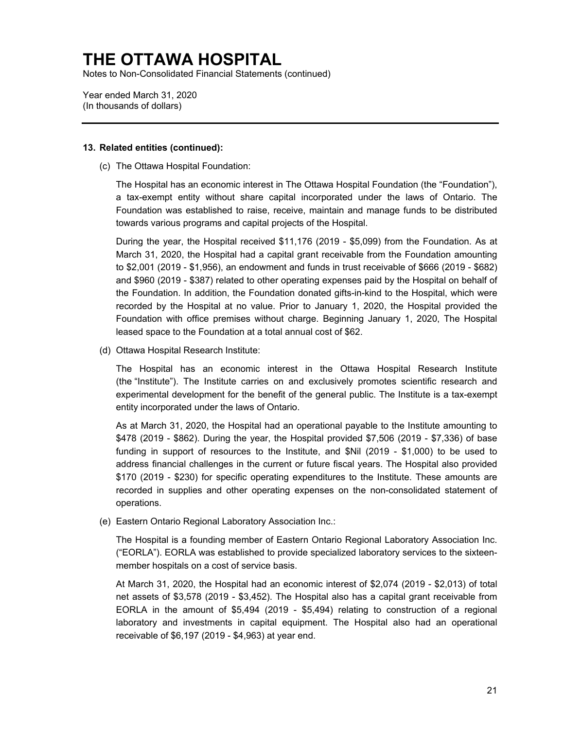# THE OTTAWA HOSPITAL

Notes to Non-Consolidated Financial Statements (continued)

Year ended March 31, 2020
(In thousands of dollars)

---

**13. Related entities (continued):**

(c) The Ottawa Hospital Foundation:

The Hospital has an economic interest in The Ottawa Hospital Foundation (the "Foundation"), a tax-exempt entity without share capital incorporated under the laws of Ontario. The Foundation was established to raise, receive, maintain and manage funds to be distributed towards various programs and capital projects of the Hospital.

During the year, the Hospital received $11,176 (2019 - $5,099) from the Foundation. As at March 31, 2020, the Hospital had a capital grant receivable from the Foundation amounting to $2,001 (2019 - $1,956), an endowment and funds in trust receivable of $666 (2019 - $682) and $960 (2019 - $387) related to other operating expenses paid by the Hospital on behalf of the Foundation. In addition, the Foundation donated gifts-in-kind to the Hospital, which were recorded by the Hospital at no value. Prior to January 1, 2020, the Hospital provided the Foundation with office premises without charge. Beginning January 1, 2020, The Hospital leased space to the Foundation at a total annual cost of $62.

(d) Ottawa Hospital Research Institute:

The Hospital has an economic interest in the Ottawa Hospital Research Institute (the "Institute"). The Institute carries on and exclusively promotes scientific research and experimental development for the benefit of the general public. The Institute is a tax-exempt entity incorporated under the laws of Ontario.

As at March 31, 2020, the Hospital had an operational payable to the Institute amounting to $478 (2019 - $862). During the year, the Hospital provided $7,506 (2019 - $7,336) of base funding in support of resources to the Institute, and $Nil (2019 - $1,000) to be used to address financial challenges in the current or future fiscal years. The Hospital also provided $170 (2019 - $230) for specific operating expenditures to the Institute. These amounts are recorded in supplies and other operating expenses on the non-consolidated statement of operations.

(e) Eastern Ontario Regional Laboratory Association Inc.:

The Hospital is a founding member of Eastern Ontario Regional Laboratory Association Inc. ("EORLA"). EORLA was established to provide specialized laboratory services to the sixteen-member hospitals on a cost of service basis.

At March 31, 2020, the Hospital had an economic interest of $2,074 (2019 - $2,013) of total net assets of $3,578 (2019 - $3,452). The Hospital also has a capital grant receivable from EORLA in the amount of $5,494 (2019 - $5,494) relating to construction of a regional laboratory and investments in capital equipment. The Hospital also had an operational receivable of $6,197 (2019 - $4,963) at year end.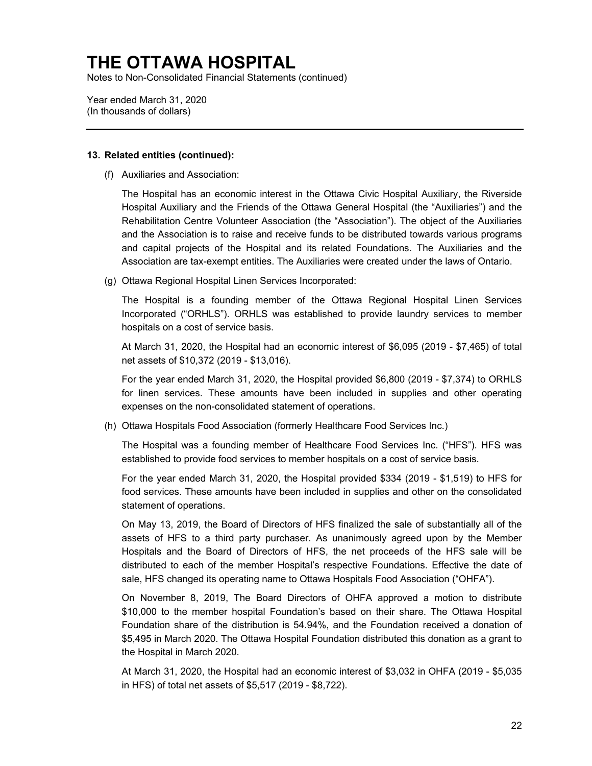# THE OTTAWA HOSPITAL

Notes to Non-Consolidated Financial Statements (continued)

Year ended March 31, 2020
(In thousands of dollars)

---

**13. Related entities (continued):**

(f) Auxiliaries and Association:

The Hospital has an economic interest in the Ottawa Civic Hospital Auxiliary, the Riverside Hospital Auxiliary and the Friends of the Ottawa General Hospital (the "Auxiliaries") and the Rehabilitation Centre Volunteer Association (the "Association"). The object of the Auxiliaries and the Association is to raise and receive funds to be distributed towards various programs and capital projects of the Hospital and its related Foundations. The Auxiliaries and the Association are tax-exempt entities. The Auxiliaries were created under the laws of Ontario.

(g) Ottawa Regional Hospital Linen Services Incorporated:

The Hospital is a founding member of the Ottawa Regional Hospital Linen Services Incorporated ("ORHLS"). ORHLS was established to provide laundry services to member hospitals on a cost of service basis.

At March 31, 2020, the Hospital had an economic interest of $6,095 (2019 - $7,465) of total net assets of $10,372 (2019 - $13,016).

For the year ended March 31, 2020, the Hospital provided $6,800 (2019 - $7,374) to ORHLS for linen services. These amounts have been included in supplies and other operating expenses on the non-consolidated statement of operations.

(h) Ottawa Hospitals Food Association (formerly Healthcare Food Services Inc.)

The Hospital was a founding member of Healthcare Food Services Inc. ("HFS"). HFS was established to provide food services to member hospitals on a cost of service basis.

For the year ended March 31, 2020, the Hospital provided $334 (2019 - $1,519) to HFS for food services. These amounts have been included in supplies and other on the consolidated statement of operations.

On May 13, 2019, the Board of Directors of HFS finalized the sale of substantially all of the assets of HFS to a third party purchaser. As unanimously agreed upon by the Member Hospitals and the Board of Directors of HFS, the net proceeds of the HFS sale will be distributed to each of the member Hospital's respective Foundations. Effective the date of sale, HFS changed its operating name to Ottawa Hospitals Food Association ("OHFA").

On November 8, 2019, The Board Directors of OHFA approved a motion to distribute $10,000 to the member hospital Foundation's based on their share. The Ottawa Hospital Foundation share of the distribution is 54.94%, and the Foundation received a donation of $5,495 in March 2020. The Ottawa Hospital Foundation distributed this donation as a grant to the Hospital in March 2020.

At March 31, 2020, the Hospital had an economic interest of $3,032 in OHFA (2019 - $5,035 in HFS) of total net assets of $5,517 (2019 - $8,722).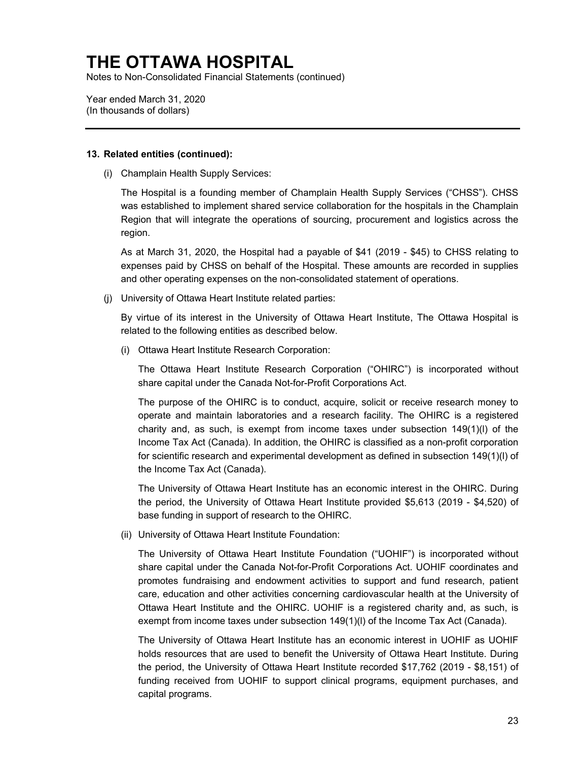# THE OTTAWA HOSPITAL

Notes to Non-Consolidated Financial Statements (continued)

Year ended March 31, 2020
(In thousands of dollars)

---

**13. Related entities (continued):**

(i) Champlain Health Supply Services:

The Hospital is a founding member of Champlain Health Supply Services ("CHSS"). CHSS was established to implement shared service collaboration for the hospitals in the Champlain Region that will integrate the operations of sourcing, procurement and logistics across the region.

As at March 31, 2020, the Hospital had a payable of $41 (2019 - $45) to CHSS relating to expenses paid by CHSS on behalf of the Hospital. These amounts are recorded in supplies and other operating expenses on the non-consolidated statement of operations.

(j) University of Ottawa Heart Institute related parties:

By virtue of its interest in the University of Ottawa Heart Institute, The Ottawa Hospital is related to the following entities as described below.

(i) Ottawa Heart Institute Research Corporation:

The Ottawa Heart Institute Research Corporation ("OHIRC") is incorporated without share capital under the Canada Not-for-Profit Corporations Act.

The purpose of the OHIRC is to conduct, acquire, solicit or receive research money to operate and maintain laboratories and a research facility. The OHIRC is a registered charity and, as such, is exempt from income taxes under subsection 149(1)(l) of the Income Tax Act (Canada). In addition, the OHIRC is classified as a non-profit corporation for scientific research and experimental development as defined in subsection 149(1)(l) of the Income Tax Act (Canada).

The University of Ottawa Heart Institute has an economic interest in the OHIRC. During the period, the University of Ottawa Heart Institute provided $5,613 (2019 - $4,520) of base funding in support of research to the OHIRC.

(ii) University of Ottawa Heart Institute Foundation:

The University of Ottawa Heart Institute Foundation ("UOHIF") is incorporated without share capital under the Canada Not-for-Profit Corporations Act. UOHIF coordinates and promotes fundraising and endowment activities to support and fund research, patient care, education and other activities concerning cardiovascular health at the University of Ottawa Heart Institute and the OHIRC. UOHIF is a registered charity and, as such, is exempt from income taxes under subsection 149(1)(l) of the Income Tax Act (Canada).

The University of Ottawa Heart Institute has an economic interest in UOHIF as UOHIF holds resources that are used to benefit the University of Ottawa Heart Institute. During the period, the University of Ottawa Heart Institute recorded $17,762 (2019 - $8,151) of funding received from UOHIF to support clinical programs, equipment purchases, and capital programs.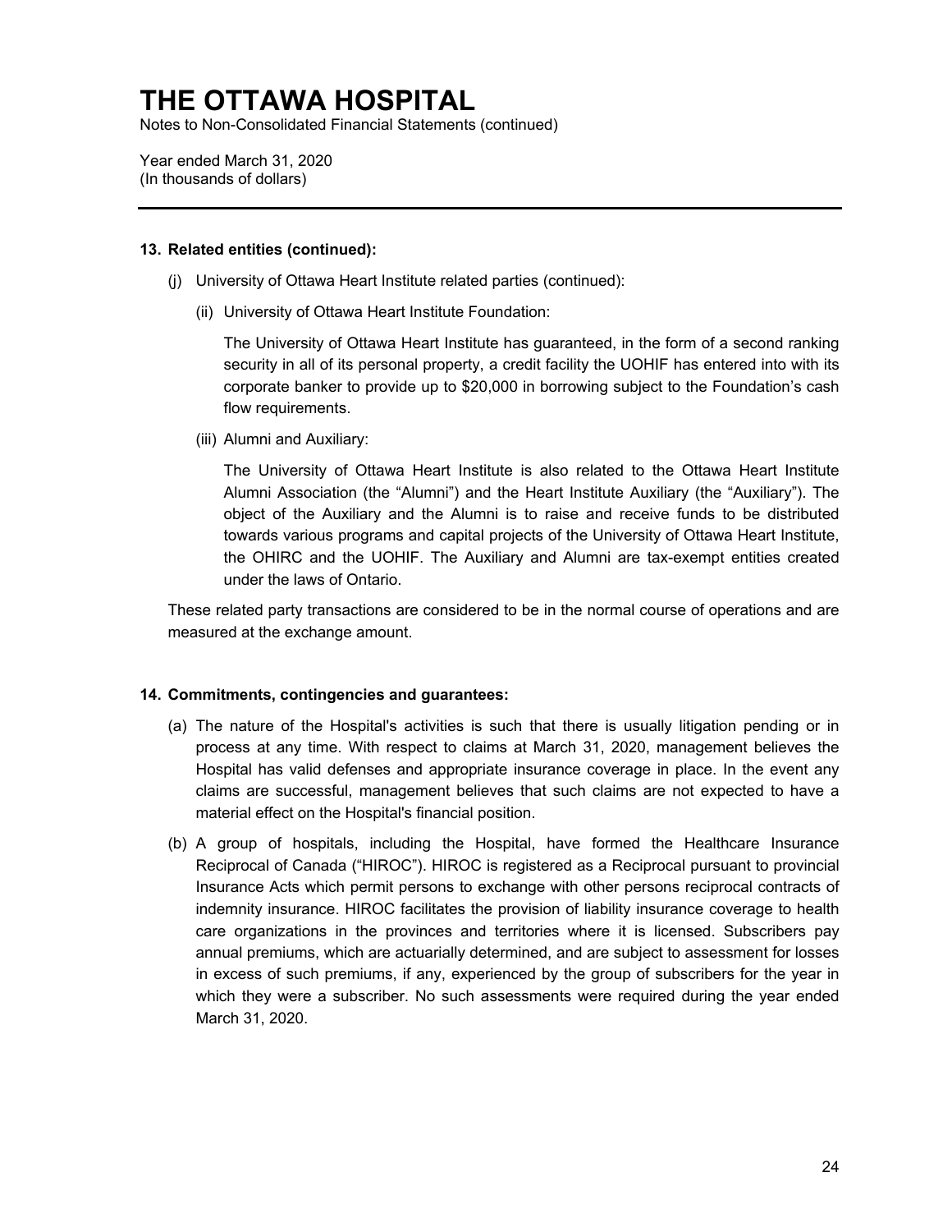# THE OTTAWA HOSPITAL

Notes to Non-Consolidated Financial Statements (continued)

Year ended March 31, 2020
(In thousands of dollars)

---

**13. Related entities (continued):**

(j) University of Ottawa Heart Institute related parties (continued):

(ii) University of Ottawa Heart Institute Foundation:

The University of Ottawa Heart Institute has guaranteed, in the form of a second ranking security in all of its personal property, a credit facility the UOHIF has entered into with its corporate banker to provide up to $20,000 in borrowing subject to the Foundation's cash flow requirements.

(iii) Alumni and Auxiliary:

The University of Ottawa Heart Institute is also related to the Ottawa Heart Institute Alumni Association (the "Alumni") and the Heart Institute Auxiliary (the "Auxiliary"). The object of the Auxiliary and the Alumni is to raise and receive funds to be distributed towards various programs and capital projects of the University of Ottawa Heart Institute, the OHIRC and the UOHIF. The Auxiliary and Alumni are tax-exempt entities created under the laws of Ontario.

These related party transactions are considered to be in the normal course of operations and are measured at the exchange amount.

**14. Commitments, contingencies and guarantees:**

(a) The nature of the Hospital's activities is such that there is usually litigation pending or in process at any time. With respect to claims at March 31, 2020, management believes the Hospital has valid defenses and appropriate insurance coverage in place. In the event any claims are successful, management believes that such claims are not expected to have a material effect on the Hospital's financial position.

(b) A group of hospitals, including the Hospital, have formed the Healthcare Insurance Reciprocal of Canada ("HIROC"). HIROC is registered as a Reciprocal pursuant to provincial Insurance Acts which permit persons to exchange with other persons reciprocal contracts of indemnity insurance. HIROC facilitates the provision of liability insurance coverage to health care organizations in the provinces and territories where it is licensed. Subscribers pay annual premiums, which are actuarially determined, and are subject to assessment for losses in excess of such premiums, if any, experienced by the group of subscribers for the year in which they were a subscriber. No such assessments were required during the year ended March 31, 2020.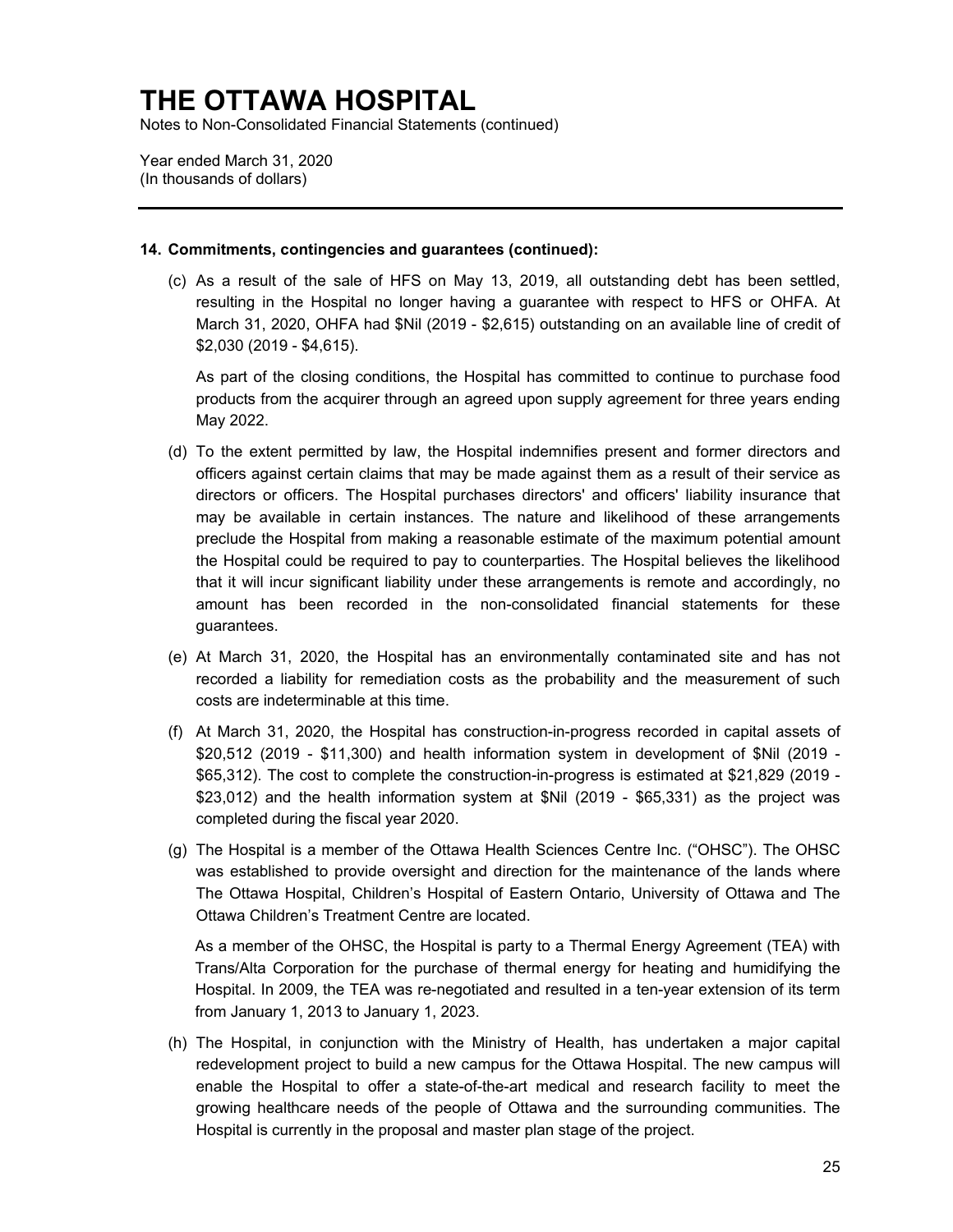# THE OTTAWA HOSPITAL

Notes to Non-Consolidated Financial Statements (continued)

Year ended March 31, 2020
(In thousands of dollars)

---

**14. Commitments, contingencies and guarantees (continued):**

(c) As a result of the sale of HFS on May 13, 2019, all outstanding debt has been settled, resulting in the Hospital no longer having a guarantee with respect to HFS or OHFA. At March 31, 2020, OHFA had $Nil (2019 - $2,615) outstanding on an available line of credit of $2,030 (2019 - $4,615).

As part of the closing conditions, the Hospital has committed to continue to purchase food products from the acquirer through an agreed upon supply agreement for three years ending May 2022.

(d) To the extent permitted by law, the Hospital indemnifies present and former directors and officers against certain claims that may be made against them as a result of their service as directors or officers. The Hospital purchases directors' and officers' liability insurance that may be available in certain instances. The nature and likelihood of these arrangements preclude the Hospital from making a reasonable estimate of the maximum potential amount the Hospital could be required to pay to counterparties. The Hospital believes the likelihood that it will incur significant liability under these arrangements is remote and accordingly, no amount has been recorded in the non-consolidated financial statements for these guarantees.

(e) At March 31, 2020, the Hospital has an environmentally contaminated site and has not recorded a liability for remediation costs as the probability and the measurement of such costs are indeterminable at this time.

(f) At March 31, 2020, the Hospital has construction-in-progress recorded in capital assets of $20,512 (2019 - $11,300) and health information system in development of $Nil (2019 - $65,312). The cost to complete the construction-in-progress is estimated at $21,829 (2019 - $23,012) and the health information system at $Nil (2019 - $65,331) as the project was completed during the fiscal year 2020.

(g) The Hospital is a member of the Ottawa Health Sciences Centre Inc. ("OHSC"). The OHSC was established to provide oversight and direction for the maintenance of the lands where The Ottawa Hospital, Children's Hospital of Eastern Ontario, University of Ottawa and The Ottawa Children's Treatment Centre are located.

As a member of the OHSC, the Hospital is party to a Thermal Energy Agreement (TEA) with Trans/Alta Corporation for the purchase of thermal energy for heating and humidifying the Hospital. In 2009, the TEA was re-negotiated and resulted in a ten-year extension of its term from January 1, 2013 to January 1, 2023.

(h) The Hospital, in conjunction with the Ministry of Health, has undertaken a major capital redevelopment project to build a new campus for the Ottawa Hospital. The new campus will enable the Hospital to offer a state-of-the-art medical and research facility to meet the growing healthcare needs of the people of Ottawa and the surrounding communities. The Hospital is currently in the proposal and master plan stage of the project.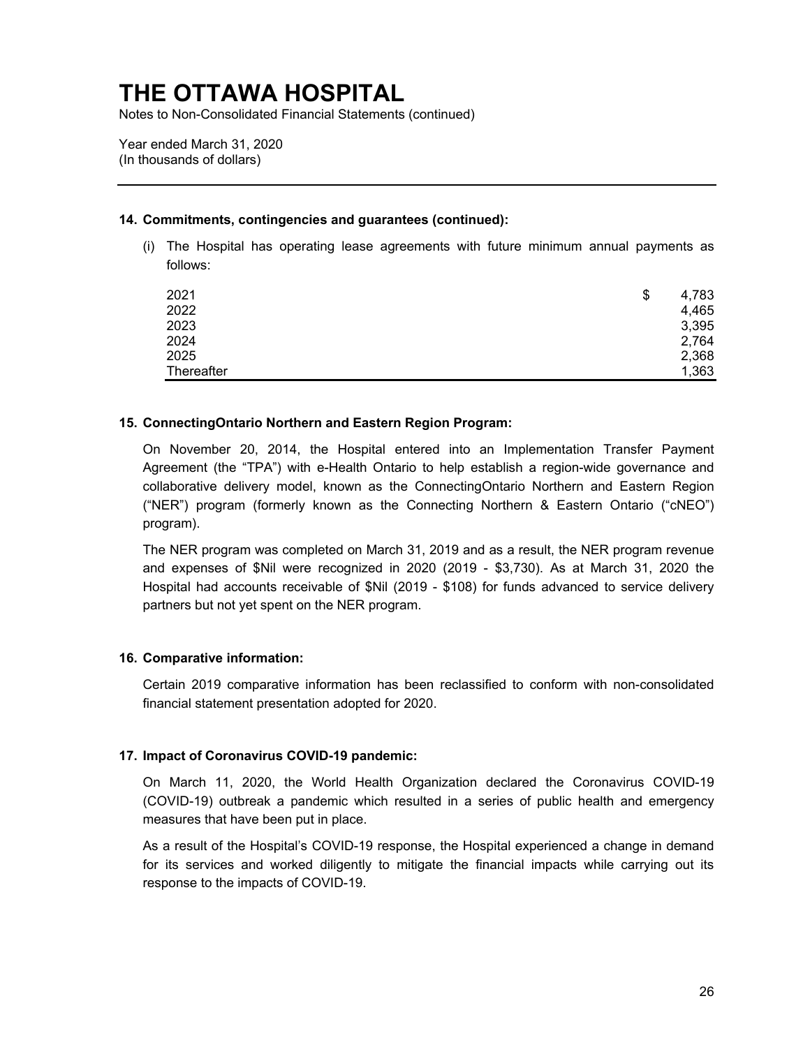# THE OTTAWA HOSPITAL

Notes to Non-Consolidated Financial Statements (continued)

Year ended March 31, 2020
(In thousands of dollars)

## 14. Commitments, contingencies and guarantees (continued):

(i) The Hospital has operating lease agreements with future minimum annual payments as follows:

| | |
|---|---|
| 2021 | $ 4,783 |
| 2022 | 4,465 |
| 2023 | 3,395 |
| 2024 | 2,764 |
| 2025 | 2,368 |
| Thereafter | 1,363 |

## 15. ConnectingOntario Northern and Eastern Region Program:

On November 20, 2014, the Hospital entered into an Implementation Transfer Payment Agreement (the "TPA") with e-Health Ontario to help establish a region-wide governance and collaborative delivery model, known as the ConnectingOntario Northern and Eastern Region ("NER") program (formerly known as the Connecting Northern & Eastern Ontario ("cNEO") program).

The NER program was completed on March 31, 2019 and as a result, the NER program revenue and expenses of $Nil were recognized in 2020 (2019 - $3,730). As at March 31, 2020 the Hospital had accounts receivable of $Nil (2019 - $108) for funds advanced to service delivery partners but not yet spent on the NER program.

## 16. Comparative information:

Certain 2019 comparative information has been reclassified to conform with non-consolidated financial statement presentation adopted for 2020.

## 17. Impact of Coronavirus COVID-19 pandemic:

On March 11, 2020, the World Health Organization declared the Coronavirus COVID-19 (COVID-19) outbreak a pandemic which resulted in a series of public health and emergency measures that have been put in place.

As a result of the Hospital's COVID-19 response, the Hospital experienced a change in demand for its services and worked diligently to mitigate the financial impacts while carrying out its response to the impacts of COVID-19.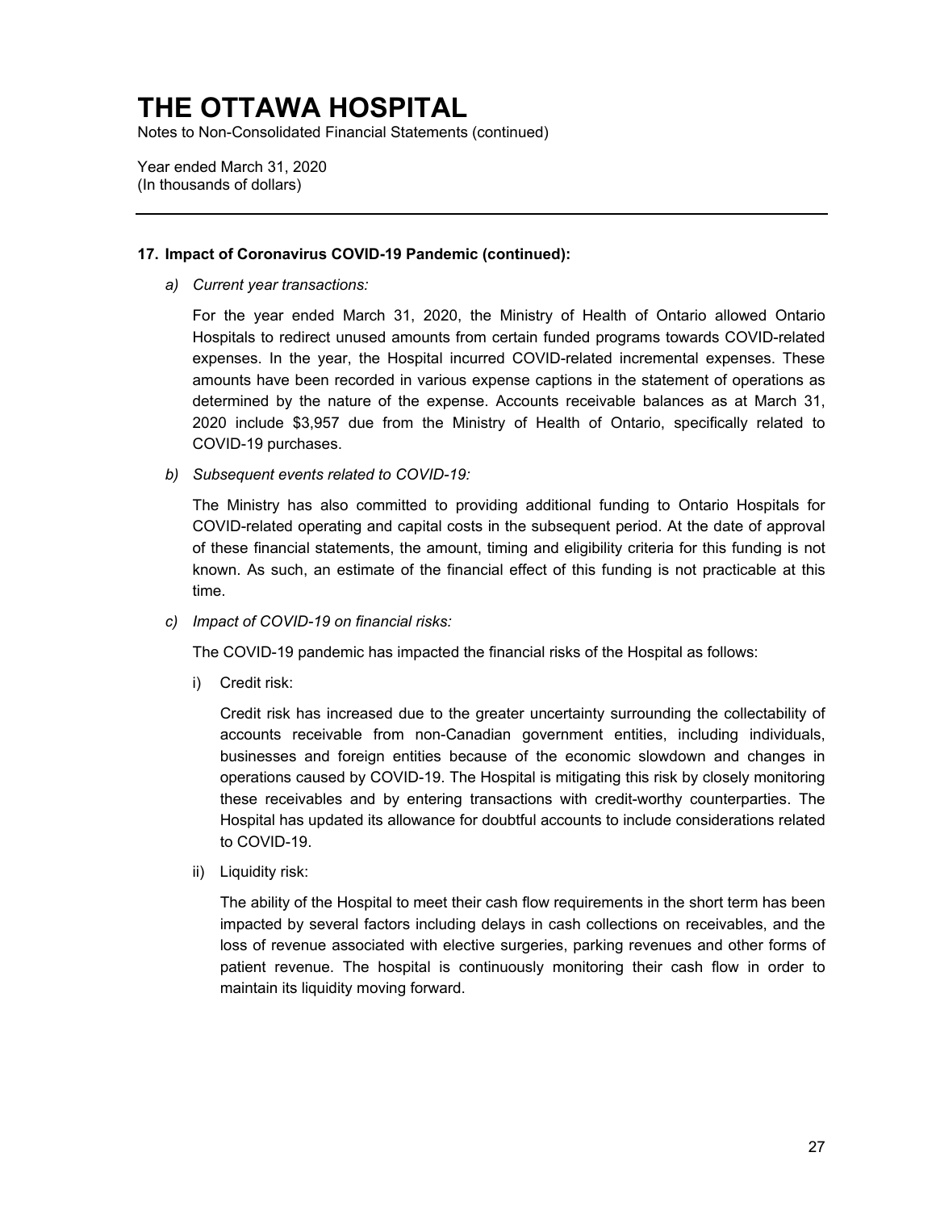# THE OTTAWA HOSPITAL

Notes to Non-Consolidated Financial Statements (continued)

Year ended March 31, 2020
(In thousands of dollars)

---

## 17. Impact of Coronavirus COVID-19 Pandemic (continued):

a) *Current year transactions:*

For the year ended March 31, 2020, the Ministry of Health of Ontario allowed Ontario Hospitals to redirect unused amounts from certain funded programs towards COVID-related expenses. In the year, the Hospital incurred COVID-related incremental expenses. These amounts have been recorded in various expense captions in the statement of operations as determined by the nature of the expense. Accounts receivable balances as at March 31, 2020 include $3,957 due from the Ministry of Health of Ontario, specifically related to COVID-19 purchases.

b) *Subsequent events related to COVID-19:*

The Ministry has also committed to providing additional funding to Ontario Hospitals for COVID-related operating and capital costs in the subsequent period. At the date of approval of these financial statements, the amount, timing and eligibility criteria for this funding is not known. As such, an estimate of the financial effect of this funding is not practicable at this time.

c) *Impact of COVID-19 on financial risks:*

The COVID-19 pandemic has impacted the financial risks of the Hospital as follows:

i) Credit risk:

Credit risk has increased due to the greater uncertainty surrounding the collectability of accounts receivable from non-Canadian government entities, including individuals, businesses and foreign entities because of the economic slowdown and changes in operations caused by COVID-19. The Hospital is mitigating this risk by closely monitoring these receivables and by entering transactions with credit-worthy counterparties. The Hospital has updated its allowance for doubtful accounts to include considerations related to COVID-19.

ii) Liquidity risk:

The ability of the Hospital to meet their cash flow requirements in the short term has been impacted by several factors including delays in cash collections on receivables, and the loss of revenue associated with elective surgeries, parking revenues and other forms of patient revenue. The hospital is continuously monitoring their cash flow in order to maintain its liquidity moving forward.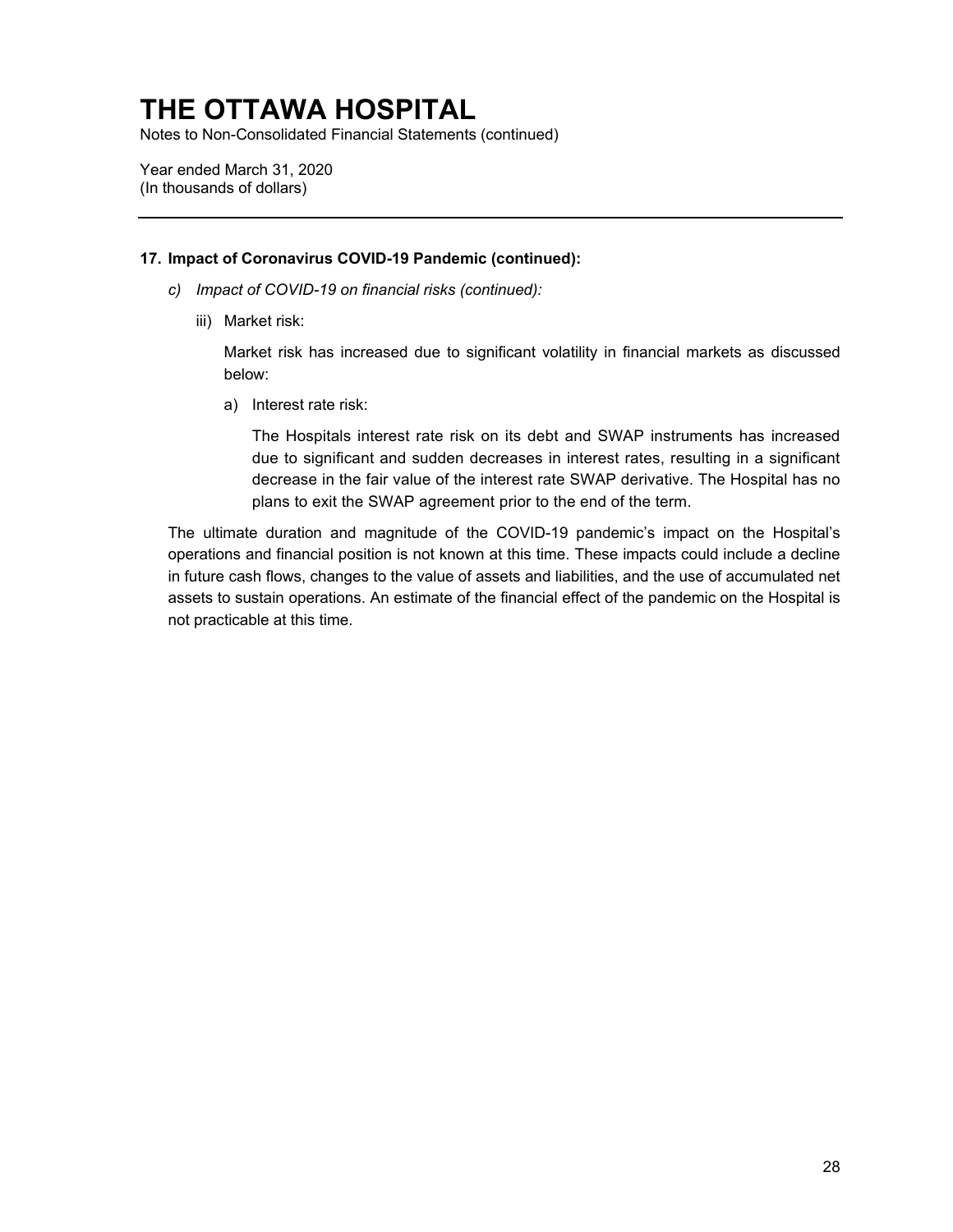### 17. Impact of Coronavirus COVID-19 Pandemic (continued):

*c) Impact of COVID-19 on financial risks (continued):*

iii) Market risk:

Market risk has increased due to significant volatility in financial markets as discussed below:

a) Interest rate risk:

The Hospitals interest rate risk on its debt and SWAP instruments has increased due to significant and sudden decreases in interest rates, resulting in a significant decrease in the fair value of the interest rate SWAP derivative. The Hospital has no plans to exit the SWAP agreement prior to the end of the term.

The ultimate duration and magnitude of the COVID-19 pandemic's impact on the Hospital's operations and financial position is not known at this time. These impacts could include a decline in future cash flows, changes to the value of assets and liabilities, and the use of accumulated net assets to sustain operations. An estimate of the financial effect of the pandemic on the Hospital is not practicable at this time.